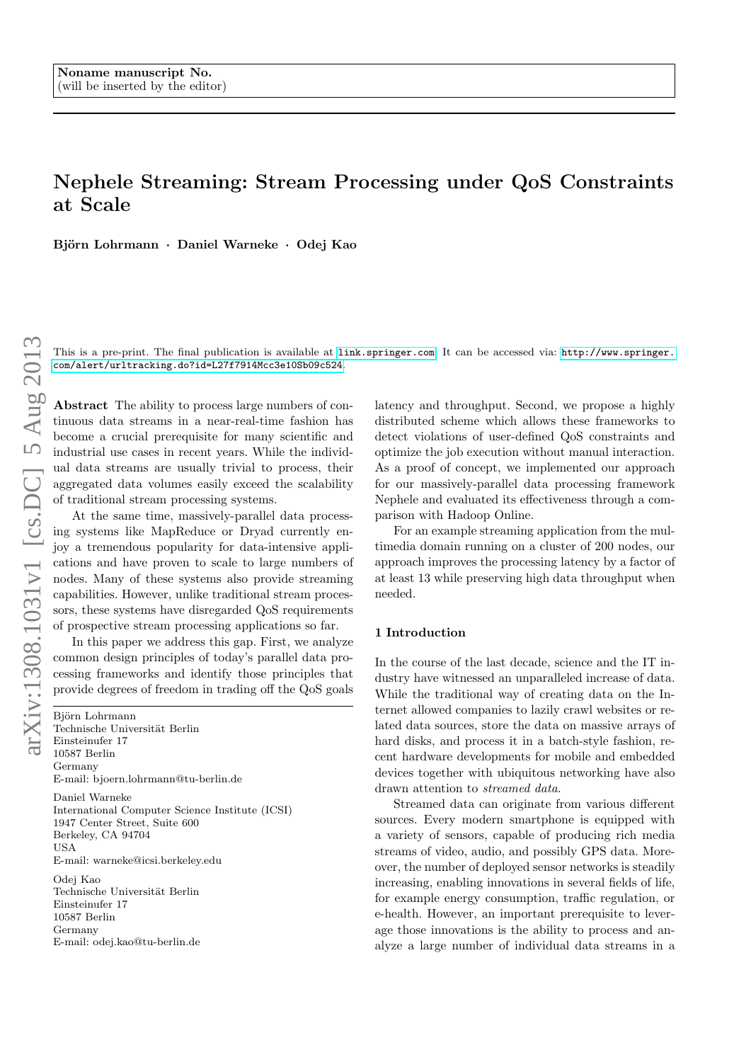Noname manuscript No.
(will be inserted by the editor)

# Nephele Streaming: Stream Processing under QoS Constraints at Scale

**Björn Lohrmann · Daniel Warneke · Odej Kao**

This is a pre-print. The final publication is available at link.springer.com. It can be accessed via: http://www.springer.com/alert/urltracking.do?id=L27f7914Mcc3e10Sb09c524

**Abstract** The ability to process large numbers of continuous data streams in a near-real-time fashion has become a crucial prerequisite for many scientific and industrial use cases in recent years. While the individual data streams are usually trivial to process, their aggregated data volumes easily exceed the scalability of traditional stream processing systems.

At the same time, massively-parallel data processing systems like MapReduce or Dryad currently enjoy a tremendous popularity for data-intensive applications and have proven to scale to large numbers of nodes. Many of these systems also provide streaming capabilities. However, unlike traditional stream processors, these systems have disregarded QoS requirements of prospective stream processing applications so far.

In this paper we address this gap. First, we analyze common design principles of today's parallel data processing frameworks and identify those principles that provide degrees of freedom in trading off the QoS goals latency and throughput. Second, we propose a highly distributed scheme which allows these frameworks to detect violations of user-defined QoS constraints and optimize the job execution without manual interaction. As a proof of concept, we implemented our approach for our massively-parallel data processing framework Nephele and evaluated its effectiveness through a comparison with Hadoop Online.

For an example streaming application from the multimedia domain running on a cluster of 200 nodes, our approach improves the processing latency by a factor of at least 13 while preserving high data throughput when needed.

Björn Lohrmann
Technische Universität Berlin
Einsteinufer 17
10587 Berlin
Germany
E-mail: bjoern.lohrmann@tu-berlin.de

Daniel Warneke
International Computer Science Institute (ICSI)
1947 Center Street, Suite 600
Berkeley, CA 94704
USA
E-mail: warneke@icsi.berkeley.edu

Odej Kao
Technische Universität Berlin
Einsteinufer 17
10587 Berlin
Germany
E-mail: odej.kao@tu-berlin.de

## 1 Introduction

In the course of the last decade, science and the IT industry have witnessed an unparalleled increase of data. While the traditional way of creating data on the Internet allowed companies to lazily crawl websites or related data sources, store the data on massive arrays of hard disks, and process it in a batch-style fashion, recent hardware developments for mobile and embedded devices together with ubiquitous networking have also drawn attention to *streamed data*.

Streamed data can originate from various different sources. Every modern smartphone is equipped with a variety of sensors, capable of producing rich media streams of video, audio, and possibly GPS data. Moreover, the number of deployed sensor networks is steadily increasing, enabling innovations in several fields of life, for example energy consumption, traffic regulation, or e-health. However, an important prerequisite to leverage those innovations is the ability to process and analyze a large number of individual data streams in a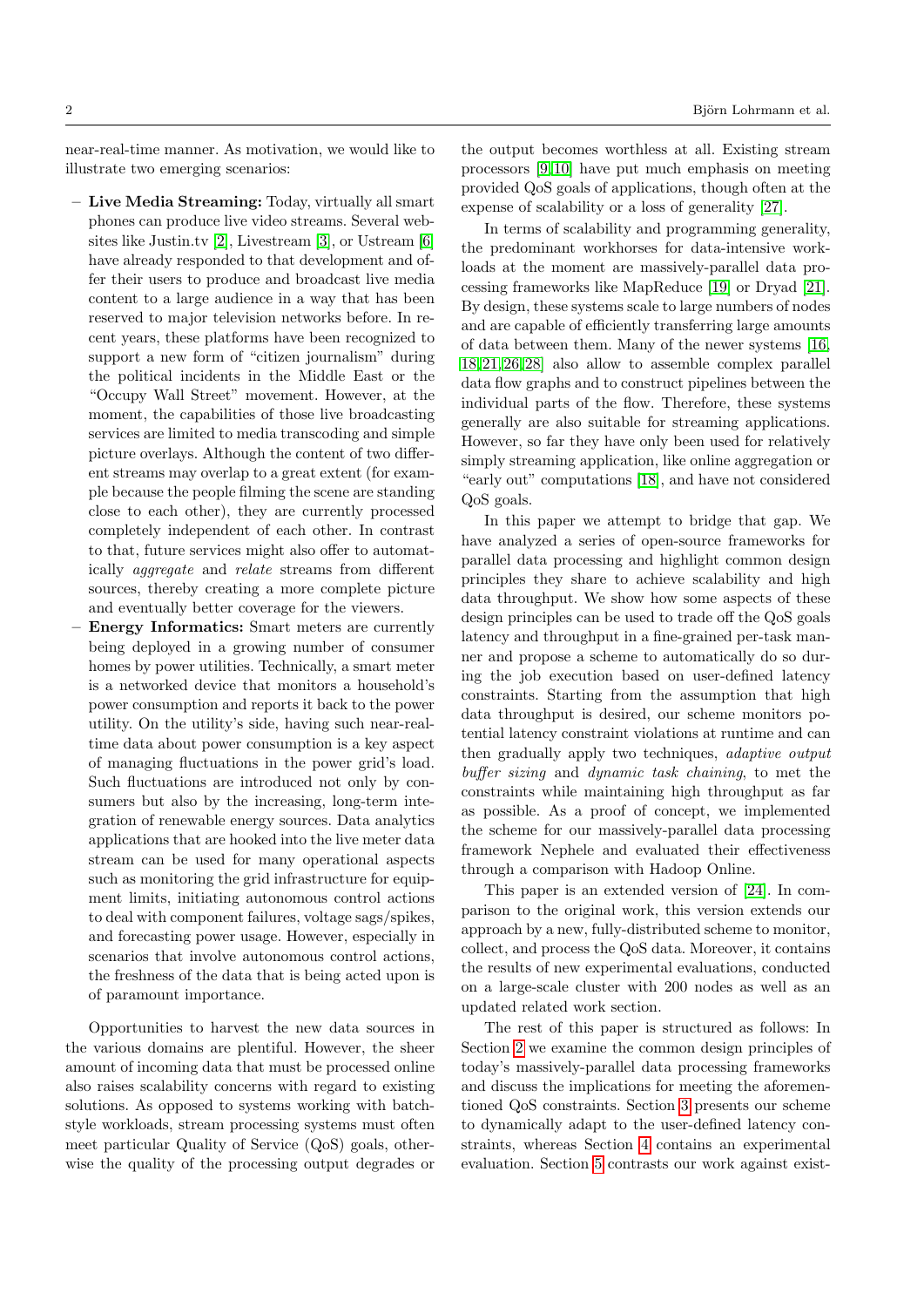near-real-time manner. As motivation, we would like to illustrate two emerging scenarios:

- **Live Media Streaming:** Today, virtually all smart phones can produce live video streams. Several websites like Justin.tv [2], Livestream [3], or Ustream [6] have already responded to that development and offer their users to produce and broadcast live media content to a large audience in a way that has been reserved to major television networks before. In recent years, these platforms have been recognized to support a new form of "citizen journalism" during the political incidents in the Middle East or the "Occupy Wall Street" movement. However, at the moment, the capabilities of those live broadcasting services are limited to media transcoding and simple picture overlays. Although the content of two different streams may overlap to a great extent (for example because the people filming the scene are standing close to each other), they are currently processed completely independent of each other. In contrast to that, future services might also offer to automatically *aggregate* and *relate* streams from different sources, thereby creating a more complete picture and eventually better coverage for the viewers.
- **Energy Informatics:** Smart meters are currently being deployed in a growing number of consumer homes by power utilities. Technically, a smart meter is a networked device that monitors a household's power consumption and reports it back to the power utility. On the utility's side, having such near-real-time data about power consumption is a key aspect of managing fluctuations in the power grid's load. Such fluctuations are introduced not only by consumers but also by the increasing, long-term integration of renewable energy sources. Data analytics applications that are hooked into the live meter data stream can be used for many operational aspects such as monitoring the grid infrastructure for equipment limits, initiating autonomous control actions to deal with component failures, voltage sags/spikes, and forecasting power usage. However, especially in scenarios that involve autonomous control actions, the freshness of the data that is being acted upon is of paramount importance.

Opportunities to harvest the new data sources in the various domains are plentiful. However, the sheer amount of incoming data that must be processed online also raises scalability concerns with regard to existing solutions. As opposed to systems working with batch-style workloads, stream processing systems must often meet particular Quality of Service (QoS) goals, otherwise the quality of the processing output degrades or the output becomes worthless at all. Existing stream processors [9,10] have put much emphasis on meeting provided QoS goals of applications, though often at the expense of scalability or a loss of generality [27].

In terms of scalability and programming generality, the predominant workhorses for data-intensive workloads at the moment are massively-parallel data processing frameworks like MapReduce [19] or Dryad [21]. By design, these systems scale to large numbers of nodes and are capable of efficiently transferring large amounts of data between them. Many of the newer systems [16, 18,21,26,28] also allow to assemble complex parallel data flow graphs and to construct pipelines between the individual parts of the flow. Therefore, these systems generally are also suitable for streaming applications. However, so far they have only been used for relatively simply streaming application, like online aggregation or "early out" computations [18], and have not considered QoS goals.

In this paper we attempt to bridge that gap. We have analyzed a series of open-source frameworks for parallel data processing and highlight common design principles they share to achieve scalability and high data throughput. We show how some aspects of these design principles can be used to trade off the QoS goals latency and throughput in a fine-grained per-task manner and propose a scheme to automatically do so during the job execution based on user-defined latency constraints. Starting from the assumption that high data throughput is desired, our scheme monitors potential latency constraint violations at runtime and can then gradually apply two techniques, *adaptive output buffer sizing* and *dynamic task chaining*, to met the constraints while maintaining high throughput as far as possible. As a proof of concept, we implemented the scheme for our massively-parallel data processing framework Nephele and evaluated their effectiveness through a comparison with Hadoop Online.

This paper is an extended version of [24]. In comparison to the original work, this version extends our approach by a new, fully-distributed scheme to monitor, collect, and process the QoS data. Moreover, it contains the results of new experimental evaluations, conducted on a large-scale cluster with 200 nodes as well as an updated related work section.

The rest of this paper is structured as follows: In Section 2 we examine the common design principles of today's massively-parallel data processing frameworks and discuss the implications for meeting the aforementioned QoS constraints. Section 3 presents our scheme to dynamically adapt to the user-defined latency constraints, whereas Section 4 contains an experimental evaluation. Section 5 contrasts our work against exist-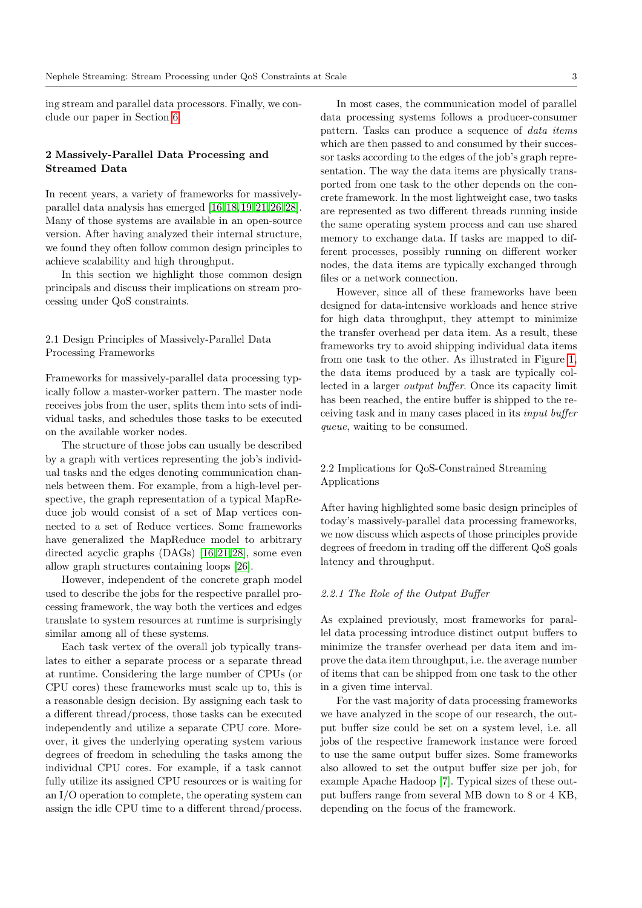ing stream and parallel data processors. Finally, we conclude our paper in Section 6.

## 2 Massively-Parallel Data Processing and Streamed Data

In recent years, a variety of frameworks for massively-parallel data analysis has emerged [16,18,19,21,26,28]. Many of those systems are available in an open-source version. After having analyzed their internal structure, we found they often follow common design principles to achieve scalability and high throughput.

In this section we highlight those common design principals and discuss their implications on stream processing under QoS constraints.

### 2.1 Design Principles of Massively-Parallel Data Processing Frameworks

Frameworks for massively-parallel data processing typically follow a master-worker pattern. The master node receives jobs from the user, splits them into sets of individual tasks, and schedules those tasks to be executed on the available worker nodes.

The structure of those jobs can usually be described by a graph with vertices representing the job's individual tasks and the edges denoting communication channels between them. For example, from a high-level perspective, the graph representation of a typical MapReduce job would consist of a set of Map vertices connected to a set of Reduce vertices. Some frameworks have generalized the MapReduce model to arbitrary directed acyclic graphs (DAGs) [16,21,28], some even allow graph structures containing loops [26].

However, independent of the concrete graph model used to describe the jobs for the respective parallel processing framework, the way both the vertices and edges translate to system resources at runtime is surprisingly similar among all of these systems.

Each task vertex of the overall job typically translates to either a separate process or a separate thread at runtime. Considering the large number of CPUs (or CPU cores) these frameworks must scale up to, this is a reasonable design decision. By assigning each task to a different thread/process, those tasks can be executed independently and utilize a separate CPU core. Moreover, it gives the underlying operating system various degrees of freedom in scheduling the tasks among the individual CPU cores. For example, if a task cannot fully utilize its assigned CPU resources or is waiting for an I/O operation to complete, the operating system can assign the idle CPU time to a different thread/process.

In most cases, the communication model of parallel data processing systems follows a producer-consumer pattern. Tasks can produce a sequence of *data items* which are then passed to and consumed by their successor tasks according to the edges of the job's graph representation. The way the data items are physically transported from one task to the other depends on the concrete framework. In the most lightweight case, two tasks are represented as two different threads running inside the same operating system process and can use shared memory to exchange data. If tasks are mapped to different processes, possibly running on different worker nodes, the data items are typically exchanged through files or a network connection.

However, since all of these frameworks have been designed for data-intensive workloads and hence strive for high data throughput, they attempt to minimize the transfer overhead per data item. As a result, these frameworks try to avoid shipping individual data items from one task to the other. As illustrated in Figure 1, the data items produced by a task are typically collected in a larger *output buffer*. Once its capacity limit has been reached, the entire buffer is shipped to the receiving task and in many cases placed in its *input buffer queue*, waiting to be consumed.

### 2.2 Implications for QoS-Constrained Streaming Applications

After having highlighted some basic design principles of today's massively-parallel data processing frameworks, we now discuss which aspects of those principles provide degrees of freedom in trading off the different QoS goals latency and throughput.

#### *2.2.1 The Role of the Output Buffer*

As explained previously, most frameworks for parallel data processing introduce distinct output buffers to minimize the transfer overhead per data item and improve the data item throughput, i.e. the average number of items that can be shipped from one task to the other in a given time interval.

For the vast majority of data processing frameworks we have analyzed in the scope of our research, the output buffer size could be set on a system level, i.e. all jobs of the respective framework instance were forced to use the same output buffer sizes. Some frameworks also allowed to set the output buffer size per job, for example Apache Hadoop [7]. Typical sizes of these output buffers range from several MB down to 8 or 4 KB, depending on the focus of the framework.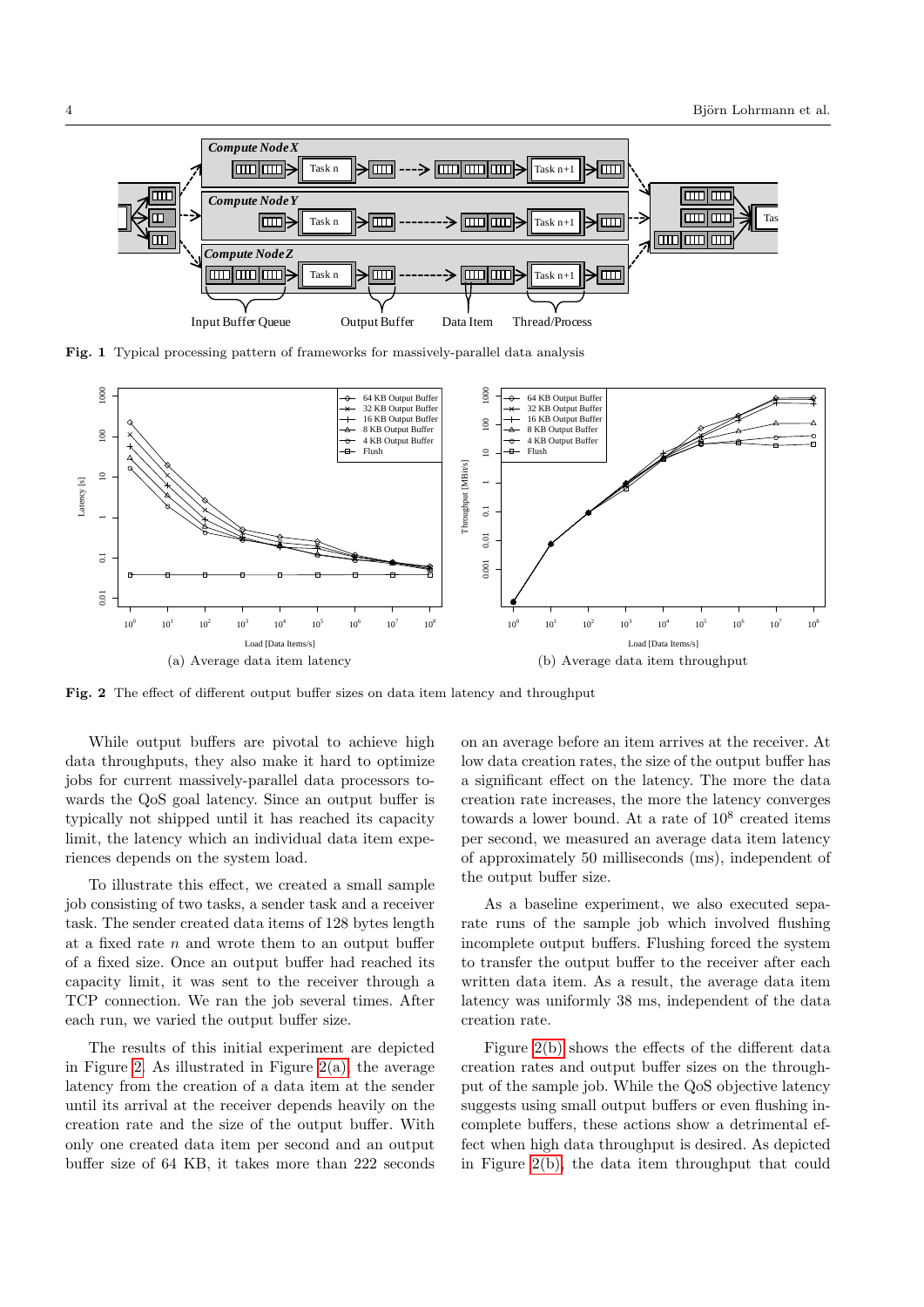Fig. 1 Typical processing pattern of frameworks for massively-parallel data analysis

(a) Average data item latency

(b) Average data item throughput

Fig. 2 The effect of different output buffer sizes on data item latency and throughput

While output buffers are pivotal to achieve high data throughputs, they also make it hard to optimize jobs for current massively-parallel data processors towards the QoS goal latency. Since an output buffer is typically not shipped until it has reached its capacity limit, the latency which an individual data item experiences depends on the system load.

To illustrate this effect, we created a small sample job consisting of two tasks, a sender task and a receiver task. The sender created data items of 128 bytes length at a fixed rate $n$ and wrote them to an output buffer of a fixed size. Once an output buffer had reached its capacity limit, it was sent to the receiver through a TCP connection. We ran the job several times. After each run, we varied the output buffer size.

The results of this initial experiment are depicted in Figure 2. As illustrated in Figure 2(a), the average latency from the creation of a data item at the sender until its arrival at the receiver depends heavily on the creation rate and the size of the output buffer. With only one created data item per second and an output buffer size of 64 KB, it takes more than 222 seconds on an average before an item arrives at the receiver. At low data creation rates, the size of the output buffer has a significant effect on the latency. The more the data creation rate increases, the more the latency converges towards a lower bound. At a rate of $10^8$ created items per second, we measured an average data item latency of approximately 50 milliseconds (ms), independent of the output buffer size.

As a baseline experiment, we also executed separate runs of the sample job which involved flushing incomplete output buffers. Flushing forced the system to transfer the output buffer to the receiver after each written data item. As a result, the average data item latency was uniformly 38 ms, independent of the data creation rate.

Figure 2(b) shows the effects of the different data creation rates and output buffer sizes on the throughput of the sample job. While the QoS objective latency suggests using small output buffers or even flushing incomplete buffers, these actions show a detrimental effect when high data throughput is desired. As depicted in Figure 2(b), the data item throughput that could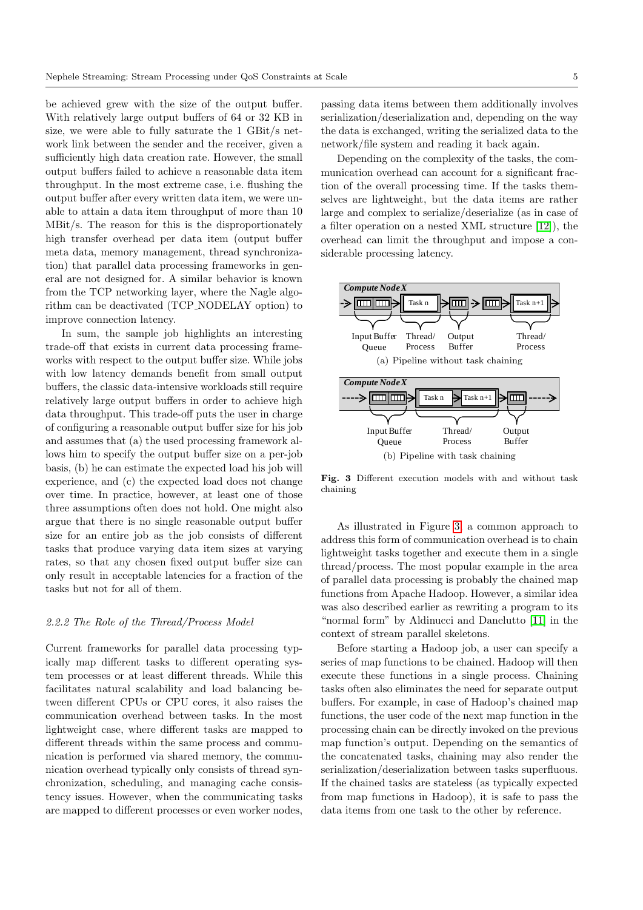be achieved grew with the size of the output buffer. With relatively large output buffers of 64 or 32 KB in size, we were able to fully saturate the 1 GBit/s network link between the sender and the receiver, given a sufficiently high data creation rate. However, the small output buffers failed to achieve a reasonable data item throughput. In the most extreme case, i.e. flushing the output buffer after every written data item, we were unable to attain a data item throughput of more than 10 MBit/s. The reason for this is the disproportionately high transfer overhead per data item (output buffer meta data, memory management, thread synchronization) that parallel data processing frameworks in general are not designed for. A similar behavior is known from the TCP networking layer, where the Nagle algorithm can be deactivated (TCP_NODELAY option) to improve connection latency.

In sum, the sample job highlights an interesting trade-off that exists in current data processing frameworks with respect to the output buffer size. While jobs with low latency demands benefit from small output buffers, the classic data-intensive workloads still require relatively large output buffers in order to achieve high data throughput. This trade-off puts the user in charge of configuring a reasonable output buffer size for his job and assumes that (a) the used processing framework allows him to specify the output buffer size on a per-job basis, (b) he can estimate the expected load his job will experience, and (c) the expected load does not change over time. In practice, however, at least one of those three assumptions often does not hold. One might also argue that there is no single reasonable output buffer size for an entire job as the job consists of different tasks that produce varying data item sizes at varying rates, so that any chosen fixed output buffer size can only result in acceptable latencies for a fraction of the tasks but not for all of them.

#### 2.2.2 The Role of the Thread/Process Model

Current frameworks for parallel data processing typically map different tasks to different operating system processes or at least different threads. While this facilitates natural scalability and load balancing between different CPUs or CPU cores, it also raises the communication overhead between tasks. In the most lightweight case, where different tasks are mapped to different threads within the same process and communication is performed via shared memory, the communication overhead typically only consists of thread synchronization, scheduling, and managing cache consistency issues. However, when the communicating tasks are mapped to different processes or even worker nodes, passing data items between them additionally involves serialization/deserialization and, depending on the way the data is exchanged, writing the serialized data to the network/file system and reading it back again.

Depending on the complexity of the tasks, the communication overhead can account for a significant fraction of the overall processing time. If the tasks themselves are lightweight, but the data items are rather large and complex to serialize/deserialize (as in case of a filter operation on a nested XML structure [12]), the overhead can limit the throughput and impose a considerable processing latency.

(a) Pipeline without task chaining

(b) Pipeline with task chaining

**Fig. 3** Different execution models with and without task chaining

As illustrated in Figure 3, a common approach to address this form of communication overhead is to chain lightweight tasks together and execute them in a single thread/process. The most popular example in the area of parallel data processing is probably the chained map functions from Apache Hadoop. However, a similar idea was also described earlier as rewriting a program to its "normal form" by Aldinucci and Danelutto [11] in the context of stream parallel skeletons.

Before starting a Hadoop job, a user can specify a series of map functions to be chained. Hadoop will then execute these functions in a single process. Chaining tasks often also eliminates the need for separate output buffers. For example, in case of Hadoop's chained map functions, the user code of the next map function in the processing chain can be directly invoked on the previous map function's output. Depending on the semantics of the concatenated tasks, chaining may also render the serialization/deserialization between tasks superfluous. If the chained tasks are stateless (as typically expected from map functions in Hadoop), it is safe to pass the data items from one task to the other by reference.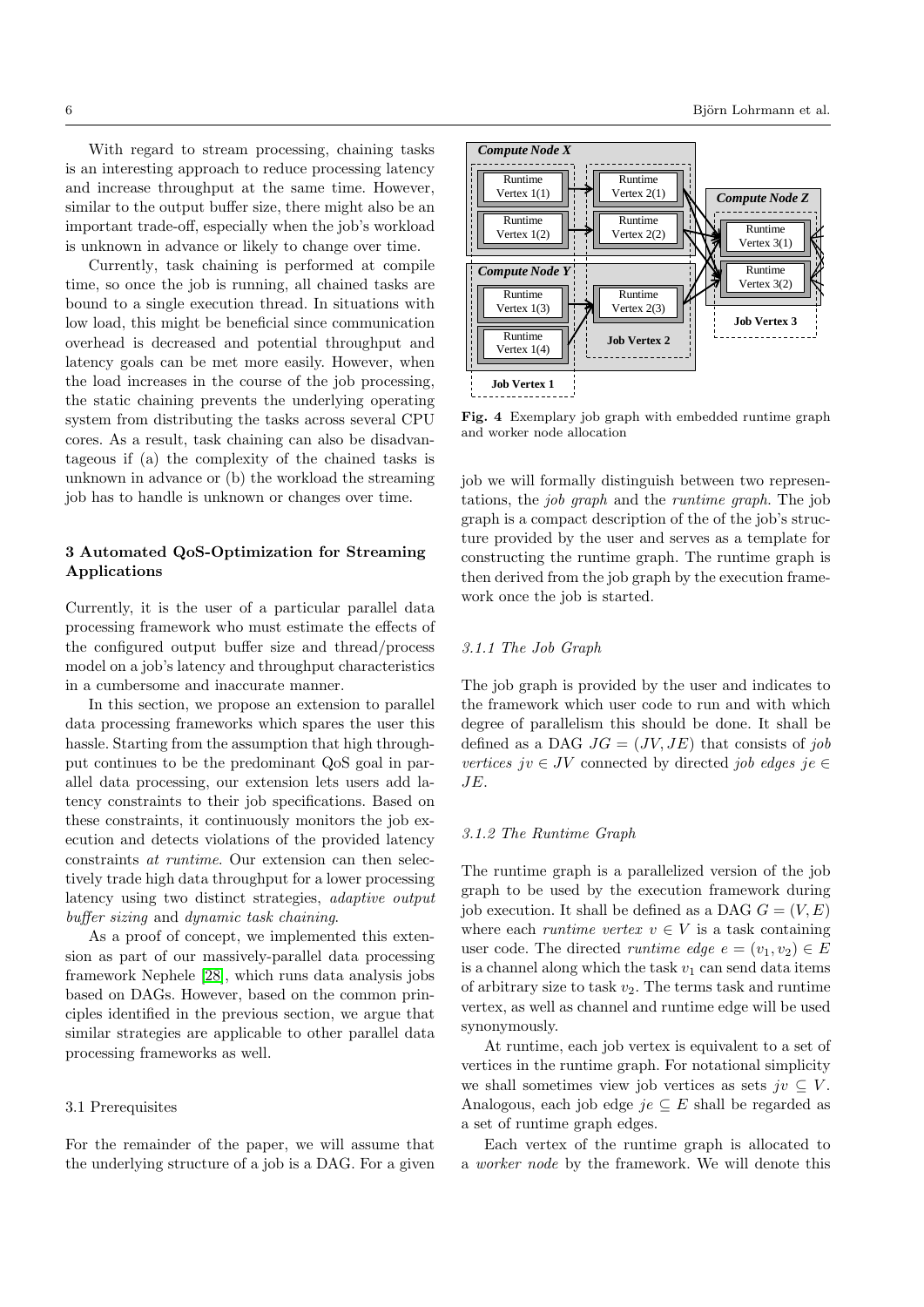With regard to stream processing, chaining tasks is an interesting approach to reduce processing latency and increase throughput at the same time. However, similar to the output buffer size, there might also be an important trade-off, especially when the job's workload is unknown in advance or likely to change over time.

Currently, task chaining is performed at compile time, so once the job is running, all chained tasks are bound to a single execution thread. In situations with low load, this might be beneficial since communication overhead is decreased and potential throughput and latency goals can be met more easily. However, when the load increases in the course of the job processing, the static chaining prevents the underlying operating system from distributing the tasks across several CPU cores. As a result, task chaining can also be disadvantageous if (a) the complexity of the chained tasks is unknown in advance or (b) the workload the streaming job has to handle is unknown or changes over time.

## 3 Automated QoS-Optimization for Streaming Applications

Currently, it is the user of a particular parallel data processing framework who must estimate the effects of the configured output buffer size and thread/process model on a job's latency and throughput characteristics in a cumbersome and inaccurate manner.

In this section, we propose an extension to parallel data processing frameworks which spares the user this hassle. Starting from the assumption that high throughput continues to be the predominant QoS goal in parallel data processing, our extension lets users add latency constraints to their job specifications. Based on these constraints, it continuously monitors the job execution and detects violations of the provided latency constraints *at runtime*. Our extension can then selectively trade high data throughput for a lower processing latency using two distinct strategies, *adaptive output buffer sizing* and *dynamic task chaining*.

As a proof of concept, we implemented this extension as part of our massively-parallel data processing framework Nephele [28], which runs data analysis jobs based on DAGs. However, based on the common principles identified in the previous section, we argue that similar strategies are applicable to other parallel data processing frameworks as well.

### 3.1 Prerequisites

For the remainder of the paper, we will assume that the underlying structure of a job is a DAG. For a given job we will formally distinguish between two representations, the *job graph* and the *runtime graph*. The job graph is a compact description of the of the job's structure provided by the user and serves as a template for constructing the runtime graph. The runtime graph is then derived from the job graph by the execution framework once the job is started.

**Fig. 4** Exemplary job graph with embedded runtime graph and worker node allocation

#### 3.1.1 The Job Graph

The job graph is provided by the user and indicates to the framework which user code to run and with which degree of parallelism this should be done. It shall be defined as a DAG $JG = (JV, JE)$ that consists of *job vertices* $jv \in JV$ connected by directed *job edges* $je \in JE$.

#### 3.1.2 The Runtime Graph

The runtime graph is a parallelized version of the job graph to be used by the execution framework during job execution. It shall be defined as a DAG $G = (V, E)$ where each *runtime vertex* $v \in V$ is a task containing user code. The directed *runtime edge* $e = (v_1, v_2) \in E$ is a channel along which the task $v_1$ can send data items of arbitrary size to task $v_2$. The terms task and runtime vertex, as well as channel and runtime edge will be used synonymously.

At runtime, each job vertex is equivalent to a set of vertices in the runtime graph. For notational simplicity we shall sometimes view job vertices as sets $jv \subseteq V$. Analogous, each job edge $je \subseteq E$ shall be regarded as a set of runtime graph edges.

Each vertex of the runtime graph is allocated to a *worker node* by the framework. We will denote this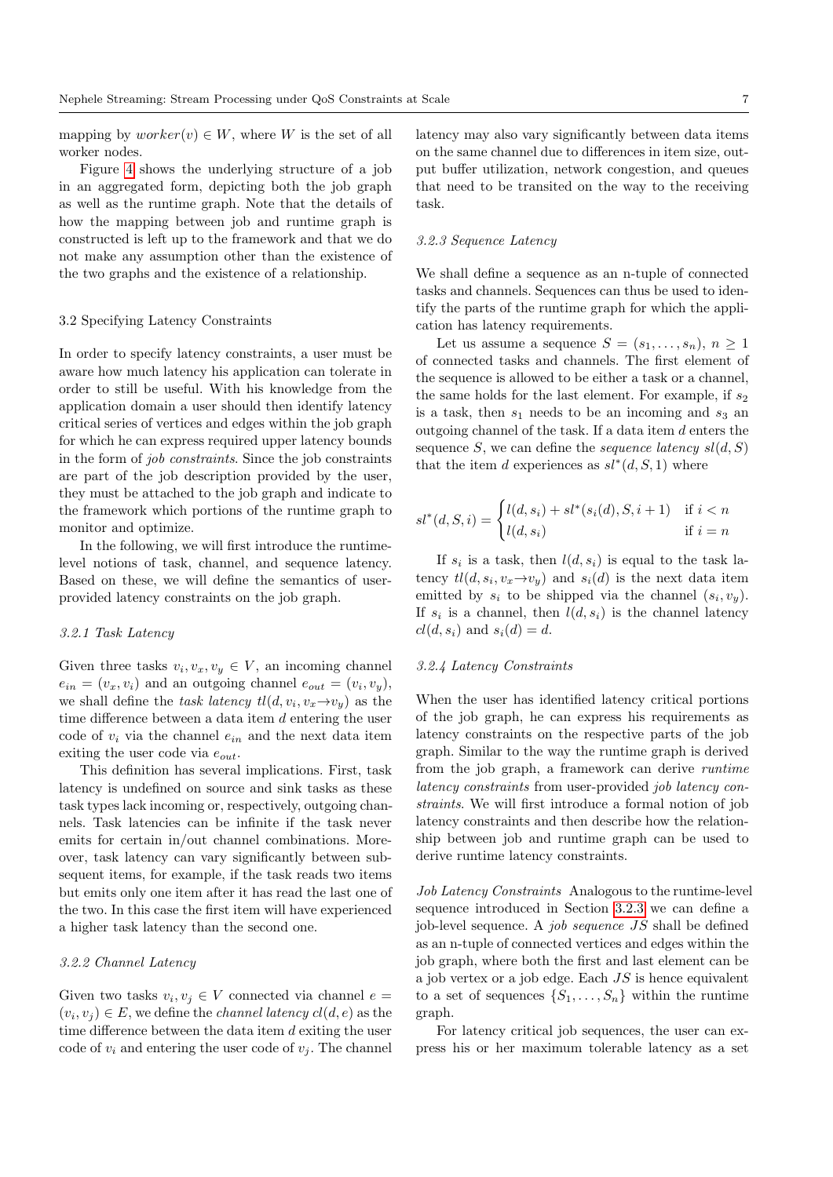mapping by $worker(v) \in W$, where $W$ is the set of all worker nodes.

Figure 4 shows the underlying structure of a job in an aggregated form, depicting both the job graph as well as the runtime graph. Note that the details of how the mapping between job and runtime graph is constructed is left up to the framework and that we do not make any assumption other than the existence of the two graphs and the existence of a relationship.

## 3.2 Specifying Latency Constraints

In order to specify latency constraints, a user must be aware how much latency his application can tolerate in order to still be useful. With his knowledge from the application domain a user should then identify latency critical series of vertices and edges within the job graph for which he can express required upper latency bounds in the form of *job constraints*. Since the job constraints are part of the job description provided by the user, they must be attached to the job graph and indicate to the framework which portions of the runtime graph to monitor and optimize.

In the following, we will first introduce the runtime-level notions of task, channel, and sequence latency. Based on these, we will define the semantics of user-provided latency constraints on the job graph.

### 3.2.1 Task Latency

Given three tasks $v_i, v_x, v_y \in V$, an incoming channel $e_{in} = (v_x, v_i)$ and an outgoing channel $e_{out} = (v_i, v_y)$, we shall define the *task latency* $tl(d, v_i, v_x \to v_y)$ as the time difference between a data item $d$ entering the user code of $v_i$ via the channel $e_{in}$ and the next data item exiting the user code via $e_{out}$.

This definition has several implications. First, task latency is undefined on source and sink tasks as these task types lack incoming or, respectively, outgoing channels. Task latencies can be infinite if the task never emits for certain in/out channel combinations. Moreover, task latency can vary significantly between subsequent items, for example, if the task reads two items but emits only one item after it has read the last one of the two. In this case the first item will have experienced a higher task latency than the second one.

### 3.2.2 Channel Latency

Given two tasks $v_i, v_j \in V$ connected via channel $e = (v_i, v_j) \in E$, we define the *channel latency* $cl(d, e)$ as the time difference between the data item $d$ exiting the user code of $v_i$ and entering the user code of $v_j$. The channel latency may also vary significantly between data items on the same channel due to differences in item size, output buffer utilization, network congestion, and queues that need to be transited on the way to the receiving task.

### 3.2.3 Sequence Latency

We shall define a sequence as an n-tuple of connected tasks and channels. Sequences can thus be used to identify the parts of the runtime graph for which the application has latency requirements.

Let us assume a sequence $S = (s_1, \ldots, s_n)$, $n \geq 1$ of connected tasks and channels. The first element of the sequence is allowed to be either a task or a channel, the same holds for the last element. For example, if $s_2$ is a task, then $s_1$ needs to be an incoming and $s_3$ an outgoing channel of the task. If a data item $d$ enters the sequence $S$, we can define the *sequence latency* $sl(d, S)$ that the item $d$ experiences as $sl^*(d, S, 1)$ where

$$sl^*(d, S, i) = \begin{cases} l(d, s_i) + sl^*(s_i(d), S, i+1) & \text{if } i < n \\ l(d, s_i) & \text{if } i = n \end{cases}$$

If $s_i$ is a task, then $l(d, s_i)$ is equal to the task latency $tl(d, s_i, v_x \to v_y)$ and $s_i(d)$ is the next data item emitted by $s_i$ to be shipped via the channel $(s_i, v_y)$. If $s_i$ is a channel, then $l(d, s_i)$ is the channel latency $cl(d, s_i)$ and $s_i(d) = d$.

### 3.2.4 Latency Constraints

When the user has identified latency critical portions of the job graph, he can express his requirements as latency constraints on the respective parts of the job graph. Similar to the way the runtime graph is derived from the job graph, a framework can derive *runtime latency constraints* from user-provided *job latency constraints*. We will first introduce a formal notion of job latency constraints and then describe how the relationship between job and runtime graph can be used to derive runtime latency constraints.

*Job Latency Constraints* Analogous to the runtime-level sequence introduced in Section 3.2.3 we can define a job-level sequence. A *job sequence* $JS$ shall be defined as an n-tuple of connected vertices and edges within the job graph, where both the first and last element can be a job vertex or a job edge. Each $JS$ is hence equivalent to a set of sequences $\{S_1, \ldots, S_n\}$ within the runtime graph.

For latency critical job sequences, the user can express his or her maximum tolerable latency as a set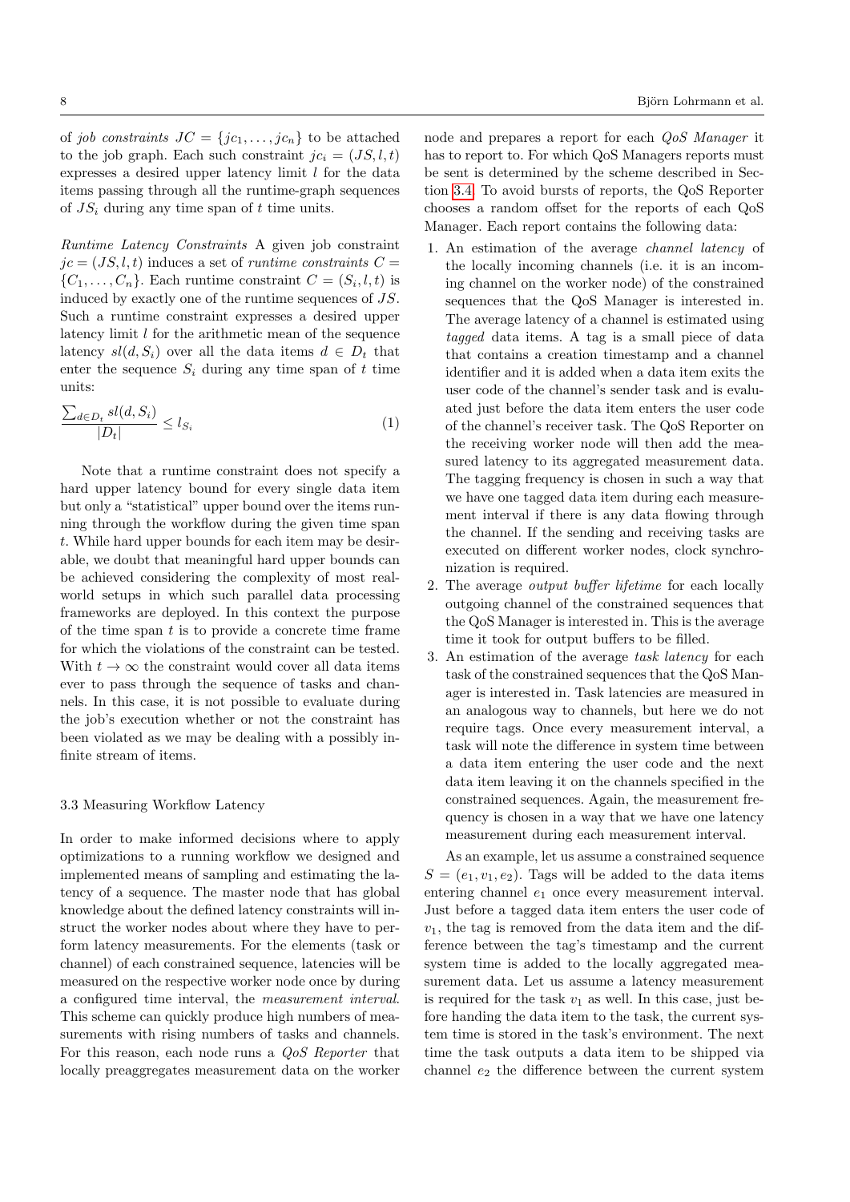of *job constraints* $JC = \{jc_1, \ldots, jc_n\}$ to be attached to the job graph. Each such constraint $jc_i = (JS, l, t)$ expresses a desired upper latency limit $l$ for the data items passing through all the runtime-graph sequences of $JS_i$ during any time span of $t$ time units.

*Runtime Latency Constraints* A given job constraint $jc = (JS, l, t)$ induces a set of *runtime constraints* $C = \{C_1, \ldots, C_n\}$. Each runtime constraint $C = (S_i, l, t)$ is induced by exactly one of the runtime sequences of $JS$. Such a runtime constraint expresses a desired upper latency limit $l$ for the arithmetic mean of the sequence latency $sl(d, S_i)$ over all the data items $d \in D_t$ that enter the sequence $S_i$ during any time span of $t$ time units:

$$\frac{\sum_{d \in D_t} sl(d, S_i)}{|D_t|} \leq l_{S_i} \tag{1}$$

Note that a runtime constraint does not specify a hard upper latency bound for every single data item but only a "statistical" upper bound over the items running through the workflow during the given time span $t$. While hard upper bounds for each item may be desirable, we doubt that meaningful hard upper bounds can be achieved considering the complexity of most real-world setups in which such parallel data processing frameworks are deployed. In this context the purpose of the time span $t$ is to provide a concrete time frame for which the violations of the constraint can be tested. With $t \to \infty$ the constraint would cover all data items ever to pass through the sequence of tasks and channels. In this case, it is not possible to evaluate during the job's execution whether or not the constraint has been violated as we may be dealing with a possibly infinite stream of items.

### 3.3 Measuring Workflow Latency

In order to make informed decisions where to apply optimizations to a running workflow we designed and implemented means of sampling and estimating the latency of a sequence. The master node that has global knowledge about the defined latency constraints will instruct the worker nodes about where they have to perform latency measurements. For the elements (task or channel) of each constrained sequence, latencies will be measured on the respective worker node once by during a configured time interval, the *measurement interval*. This scheme can quickly produce high numbers of measurements with rising numbers of tasks and channels. For this reason, each node runs a *QoS Reporter* that locally preaggregates measurement data on the worker node and prepares a report for each *QoS Manager* it has to report to. For which QoS Managers reports must be sent is determined by the scheme described in Section 3.4. To avoid bursts of reports, the QoS Reporter chooses a random offset for the reports of each QoS Manager. Each report contains the following data:

1. An estimation of the average *channel latency* of the locally incoming channels (i.e. it is an incoming channel on the worker node) of the constrained sequences that the QoS Manager is interested in. The average latency of a channel is estimated using *tagged* data items. A tag is a small piece of data that contains a creation timestamp and a channel identifier and it is added when a data item exits the user code of the channel's sender task and is evaluated just before the data item enters the user code of the channel's receiver task. The QoS Reporter on the receiving worker node will then add the measured latency to its aggregated measurement data. The tagging frequency is chosen in such a way that we have one tagged data item during each measurement interval if there is any data flowing through the channel. If the sending and receiving tasks are executed on different worker nodes, clock synchronization is required.
2. The average *output buffer lifetime* for each locally outgoing channel of the constrained sequences that the QoS Manager is interested in. This is the average time it took for output buffers to be filled.
3. An estimation of the average *task latency* for each task of the constrained sequences that the QoS Manager is interested in. Task latencies are measured in an analogous way to channels, but here we do not require tags. Once every measurement interval, a task will note the difference in system time between a data item entering the user code and the next data item leaving it on the channels specified in the constrained sequences. Again, the measurement frequency is chosen in a way that we have one latency measurement during each measurement interval.

As an example, let us assume a constrained sequence $S = (e_1, v_1, e_2)$. Tags will be added to the data items entering channel $e_1$ once every measurement interval. Just before a tagged data item enters the user code of $v_1$, the tag is removed from the data item and the difference between the tag's timestamp and the current system time is added to the locally aggregated measurement data. Let us assume a latency measurement is required for the task $v_1$ as well. In this case, just before handing the data item to the task, the current system time is stored in the task's environment. The next time the task outputs a data item to be shipped via channel $e_2$ the difference between the current system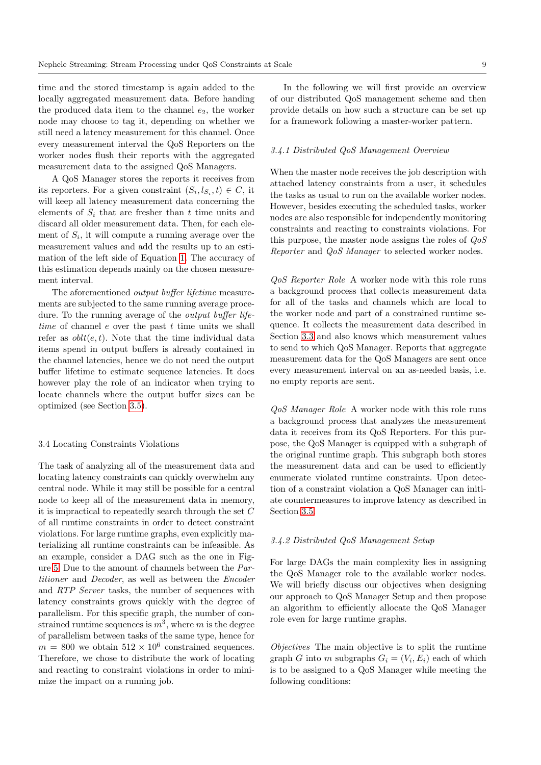time and the stored timestamp is again added to the locally aggregated measurement data. Before handing the produced data item to the channel $e_2$, the worker node may choose to tag it, depending on whether we still need a latency measurement for this channel. Once every measurement interval the QoS Reporters on the worker nodes flush their reports with the aggregated measurement data to the assigned QoS Managers.

A QoS Manager stores the reports it receives from its reporters. For a given constraint $(S_i, l_{S_i}, t) \in C$, it will keep all latency measurement data concerning the elements of $S_i$ that are fresher than $t$ time units and discard all older measurement data. Then, for each element of $S_i$, it will compute a running average over the measurement values and add the results up to an estimation of the left side of Equation 1. The accuracy of this estimation depends mainly on the chosen measurement interval.

The aforementioned *output buffer lifetime* measurements are subjected to the same running average procedure. To the running average of the *output buffer lifetime* of channel $e$ over the past $t$ time units we shall refer as $oblt(e, t)$. Note that the time individual data items spend in output buffers is already contained in the channel latencies, hence we do not need the output buffer lifetime to estimate sequence latencies. It does however play the role of an indicator when trying to locate channels where the output buffer sizes can be optimized (see Section 3.5).

## 3.4 Locating Constraints Violations

The task of analyzing all of the measurement data and locating latency constraints can quickly overwhelm any central node. While it may still be possible for a central node to keep all of the measurement data in memory, it is impractical to repeatedly search through the set $C$ of all runtime constraints in order to detect constraint violations. For large runtime graphs, even explicitly materializing all runtime constraints can be infeasible. As an example, consider a DAG such as the one in Figure 5. Due to the amount of channels between the *Partitioner* and *Decoder*, as well as between the *Encoder* and *RTP Server* tasks, the number of sequences with latency constraints grows quickly with the degree of parallelism. For this specific graph, the number of constrained runtime sequences is $m^3$, where $m$ is the degree of parallelism between tasks of the same type, hence for $m = 800$ we obtain $512 \times 10^6$ constrained sequences. Therefore, we chose to distribute the work of locating and reacting to constraint violations in order to minimize the impact on a running job.

In the following we will first provide an overview of our distributed QoS management scheme and then provide details on how such a structure can be set up for a framework following a master-worker pattern.

### *3.4.1 Distributed QoS Management Overview*

When the master node receives the job description with attached latency constraints from a user, it schedules the tasks as usual to run on the available worker nodes. However, besides executing the scheduled tasks, worker nodes are also responsible for independently monitoring constraints and reacting to constraints violations. For this purpose, the master node assigns the roles of *QoS Reporter* and *QoS Manager* to selected worker nodes.

*QoS Reporter Role* A worker node with this role runs a background process that collects measurement data for all of the tasks and channels which are local to the worker node and part of a constrained runtime sequence. It collects the measurement data described in Section 3.3 and also knows which measurement values to send to which QoS Manager. Reports that aggregate measurement data for the QoS Managers are sent once every measurement interval on an as-needed basis, i.e. no empty reports are sent.

*QoS Manager Role* A worker node with this role runs a background process that analyzes the measurement data it receives from its QoS Reporters. For this purpose, the QoS Manager is equipped with a subgraph of the original runtime graph. This subgraph both stores the measurement data and can be used to efficiently enumerate violated runtime constraints. Upon detection of a constraint violation a QoS Manager can initiate countermeasures to improve latency as described in Section 3.5.

### *3.4.2 Distributed QoS Management Setup*

For large DAGs the main complexity lies in assigning the QoS Manager role to the available worker nodes. We will briefly discuss our objectives when designing our approach to QoS Manager Setup and then propose an algorithm to efficiently allocate the QoS Manager role even for large runtime graphs.

*Objectives* The main objective is to split the runtime graph $G$ into $m$ subgraphs $G_i = (V_i, E_i)$ each of which is to be assigned to a QoS Manager while meeting the following conditions: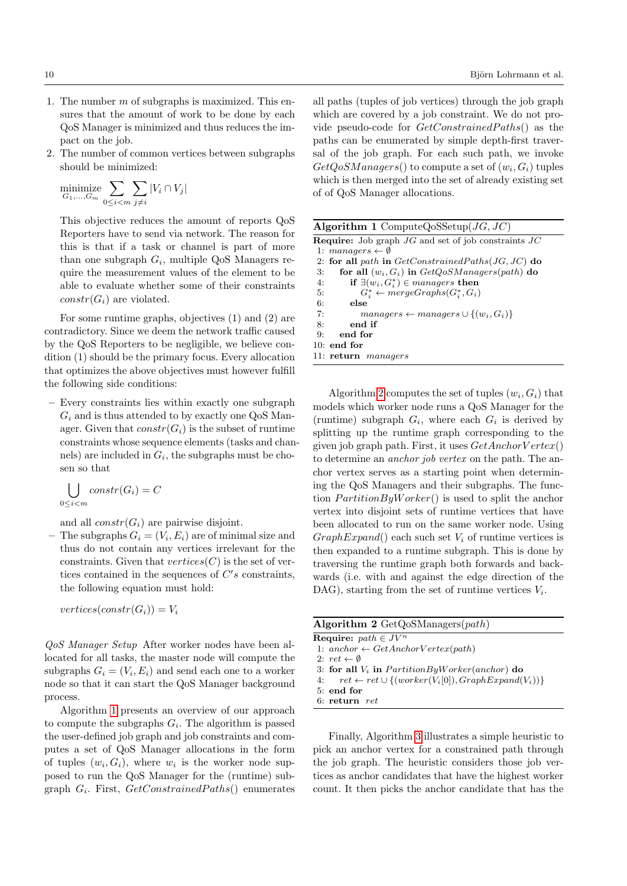1. The number $m$ of subgraphs is maximized. This ensures that the amount of work to be done by each QoS Manager is minimized and thus reduces the impact on the job.
2. The number of common vertices between subgraphs should be minimized:

$$\underset{G_1,\ldots,G_m}{\text{minimize}} \sum_{0 \leq i < m} \sum_{j \neq i} |V_i \cap V_j|$$

This objective reduces the amount of reports QoS Reporters have to send via network. The reason for this is that if a task or channel is part of more than one subgraph $G_i$, multiple QoS Managers require the measurement values of the element to be able to evaluate whether some of their constraints $constr(G_i)$ are violated.

For some runtime graphs, objectives (1) and (2) are contradictory. Since we deem the network traffic caused by the QoS Reporters to be negligible, we believe condition (1) should be the primary focus. Every allocation that optimizes the above objectives must however fulfill the following side conditions:

- Every constraints lies within exactly one subgraph $G_i$ and is thus attended to by exactly one QoS Manager. Given that $constr(G_i)$ is the subset of runtime constraints whose sequence elements (tasks and channels) are included in $G_i$, the subgraphs must be chosen so that

$$\bigcup_{0 \leq i < m} constr(G_i) = C$$

and all $constr(G_i)$ are pairwise disjoint.
- The subgraphs $G_i = (V_i, E_i)$ are of minimal size and thus do not contain any vertices irrelevant for the constraints. Given that $vertices(C)$ is the set of vertices contained in the sequences of $C's$ constraints, the following equation must hold:

$$vertices(constr(G_i)) = V_i$$

*QoS Manager Setup* After worker nodes have been allocated for all tasks, the master node will compute the subgraphs $G_i = (V_i, E_i)$ and send each one to a worker node so that it can start the QoS Manager background process.

Algorithm 1 presents an overview of our approach to compute the subgraphs $G_i$. The algorithm is passed the user-defined job graph and job constraints and computes a set of QoS Manager allocations in the form of tuples $(w_i, G_i)$, where $w_i$ is the worker node supposed to run the QoS Manager for the (runtime) subgraph $G_i$. First, $GetConstrainedPaths()$ enumerates all paths (tuples of job vertices) through the job graph which are covered by a job constraint. We do not provide pseudo-code for $GetConstrainedPaths()$ as the paths can be enumerated by simple depth-first traversal of the job graph. For each such path, we invoke $GetQoSManagers()$ to compute a set of $(w_i, G_i)$ tuples which is then merged into the set of already existing set of of QoS Manager allocations.

**Algorithm 1** ComputeQoSSetup($JG$, $JC$)

```
Require: Job graph JG and set of job constraints JC
 1: managers ← ∅
 2: for all path in GetConstrainedPaths(JG, JC) do
 3:   for all (w_i, G_i) in GetQoSManagers(path) do
 4:     if ∃(w_i, G_i*) ∈ managers then
 5:       G_i* ← mergeGraphs(G_i*, G_i)
 6:     else
 7:       managers ← managers ∪ {(w_i, G_i)}
 8:     end if
 9:   end for
10: end for
11: return managers
```

Algorithm 2 computes the set of tuples $(w_i, G_i)$ that models which worker node runs a QoS Manager for the (runtime) subgraph $G_i$, where each $G_i$ is derived by splitting up the runtime graph corresponding to the given job graph path. First, it uses $GetAnchorVertex()$ to determine an *anchor job vertex* on the path. The anchor vertex serves as a starting point when determining the QoS Managers and their subgraphs. The function $PartitionByWorker()$ is used to split the anchor vertex into disjoint sets of runtime vertices that have been allocated to run on the same worker node. Using $GraphExpand()$ each such set $V_i$ of runtime vertices is then expanded to a runtime subgraph. This is done by traversing the runtime graph both forwards and backwards (i.e. with and against the edge direction of the DAG), starting from the set of runtime vertices $V_i$.

**Algorithm 2** GetQoSManagers($path$)

```
Require: path ∈ JV^n
 1: anchor ← GetAnchorVertex(path)
 2: ret ← ∅
 3: for all V_i in PartitionByWorker(anchor) do
 4:   ret ← ret ∪ {(worker(V_i[0]), GraphExpand(V_i))}
 5: end for
 6: return ret
```

Finally, Algorithm 3 illustrates a simple heuristic to pick an anchor vertex for a constrained path through the job graph. The heuristic considers those job vertices as anchor candidates that have the highest worker count. It then picks the anchor candidate that has the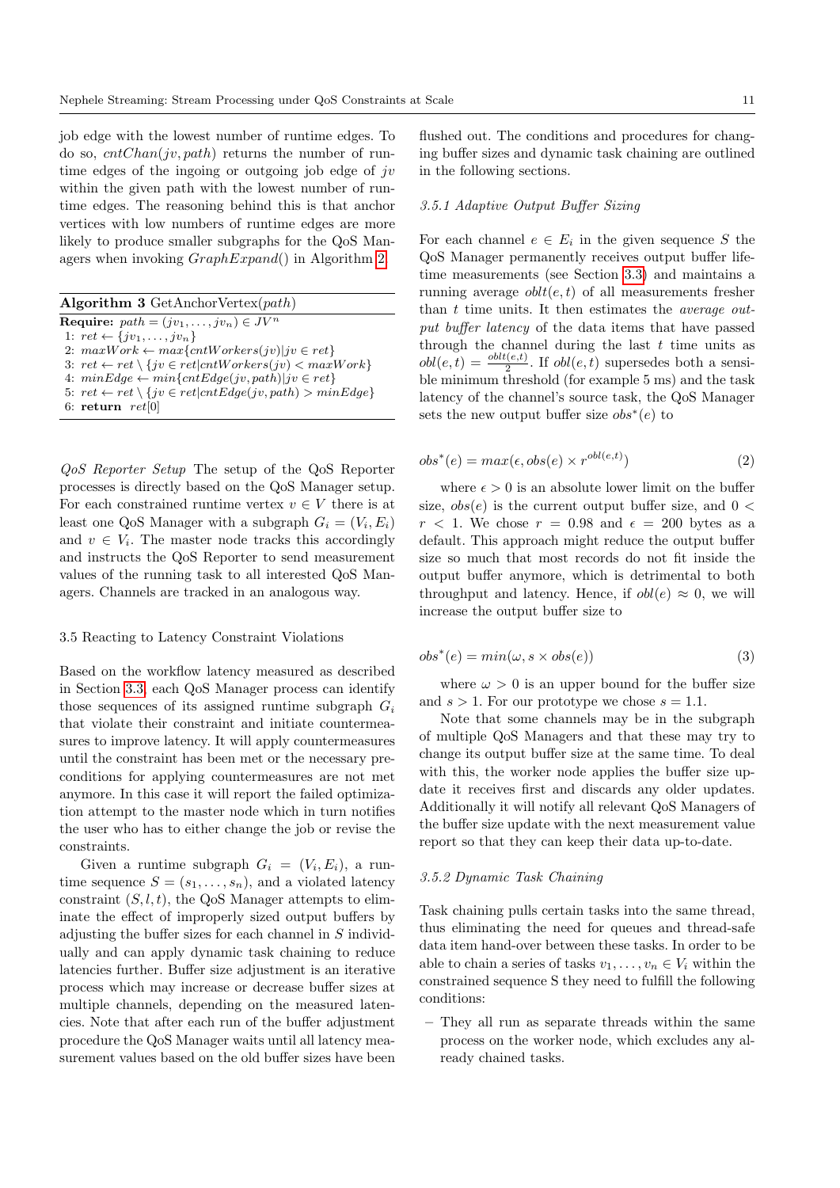job edge with the lowest number of runtime edges. To do so, $cntChan(jv, path)$ returns the number of runtime edges of the ingoing or outgoing job edge of $jv$ within the given path with the lowest number of runtime edges. The reasoning behind this is that anchor vertices with low numbers of runtime edges are more likely to produce smaller subgraphs for the QoS Managers when invoking $GraphExpand()$ in Algorithm 2.

**Algorithm 3** GetAnchorVertex($path$)

**Require:** $path = (jv_1, \dots, jv_n) \in JV^n$
1: $ret \leftarrow \{jv_1, \dots, jv_n\}$
2: $maxWork \leftarrow max\{cntWorkers(jv) | jv \in ret\}$
3: $ret \leftarrow ret \setminus \{jv \in ret | cntWorkers(jv) < maxWork\}$
4: $minEdge \leftarrow min\{cntEdge(jv, path) | jv \in ret\}$
5: $ret \leftarrow ret \setminus \{jv \in ret | cntEdge(jv, path) > minEdge\}$
6: **return** $ret[0]$

*QoS Reporter Setup* The setup of the QoS Reporter processes is directly based on the QoS Manager setup. For each constrained runtime vertex $v \in V$ there is at least one QoS Manager with a subgraph $G_i = (V_i, E_i)$ and $v \in V_i$. The master node tracks this accordingly and instructs the QoS Reporter to send measurement values of the running task to all interested QoS Managers. Channels are tracked in an analogous way.

### 3.5 Reacting to Latency Constraint Violations

Based on the workflow latency measured as described in Section 3.3, each QoS Manager process can identify those sequences of its assigned runtime subgraph $G_i$ that violate their constraint and initiate countermeasures to improve latency. It will apply countermeasures until the constraint has been met or the necessary preconditions for applying countermeasures are not met anymore. In this case it will report the failed optimization attempt to the master node which in turn notifies the user who has to either change the job or revise the constraints.

Given a runtime subgraph $G_i = (V_i, E_i)$, a runtime sequence $S = (s_1, \dots, s_n)$, and a violated latency constraint $(S, l, t)$, the QoS Manager attempts to eliminate the effect of improperly sized output buffers by adjusting the buffer sizes for each channel in $S$ individually and can apply dynamic task chaining to reduce latencies further. Buffer size adjustment is an iterative process which may increase or decrease buffer sizes at multiple channels, depending on the measured latencies. Note that after each run of the buffer adjustment procedure the QoS Manager waits until all latency measurement values based on the old buffer sizes have been flushed out. The conditions and procedures for changing buffer sizes and dynamic task chaining are outlined in the following sections.

#### 3.5.1 Adaptive Output Buffer Sizing

For each channel $e \in E_i$ in the given sequence $S$ the QoS Manager permanently receives output buffer lifetime measurements (see Section 3.3) and maintains a running average $oblt(e, t)$ of all measurements fresher than $t$ time units. It then estimates the *average output buffer latency* of the data items that have passed through the channel during the last $t$ time units as $obl(e, t) = \frac{oblt(e,t)}{2}$. If $obl(e, t)$ supersedes both a sensible minimum threshold (for example 5 ms) and the task latency of the channel's source task, the QoS Manager sets the new output buffer size $obs^*(e)$ to

$$obs^*(e) = max(\epsilon, obs(e) \times r^{obl(e,t)}) \tag{2}$$

where $\epsilon > 0$ is an absolute lower limit on the buffer size, $obs(e)$ is the current output buffer size, and $0 < r < 1$. We chose $r = 0.98$ and $\epsilon = 200$ bytes as a default. This approach might reduce the output buffer size so much that most records do not fit inside the output buffer anymore, which is detrimental to both throughput and latency. Hence, if $obl(e) \approx 0$, we will increase the output buffer size to

$$obs^*(e) = min(\omega, s \times obs(e)) \tag{3}$$

where $\omega > 0$ is an upper bound for the buffer size and $s > 1$. For our prototype we chose $s = 1.1$.

Note that some channels may be in the subgraph of multiple QoS Managers and that these may try to change its output buffer size at the same time. To deal with this, the worker node applies the buffer size update it receives first and discards any older updates. Additionally it will notify all relevant QoS Managers of the buffer size update with the next measurement value report so that they can keep their data up-to-date.

#### 3.5.2 Dynamic Task Chaining

Task chaining pulls certain tasks into the same thread, thus eliminating the need for queues and thread-safe data item hand-over between these tasks. In order to be able to chain a series of tasks $v_1, \dots, v_n \in V_i$ within the constrained sequence S they need to fulfill the following conditions:

– They all run as separate threads within the same process on the worker node, which excludes any already chained tasks.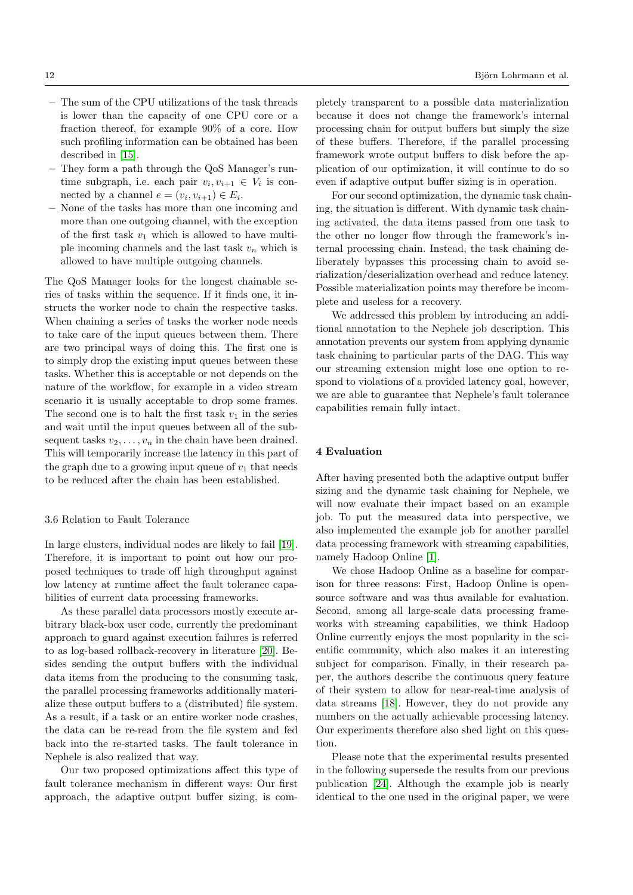- The sum of the CPU utilizations of the task threads is lower than the capacity of one CPU core or a fraction thereof, for example 90% of a core. How such profiling information can be obtained has been described in [15].
- They form a path through the QoS Manager's runtime subgraph, i.e. each pair $v_i, v_{i+1} \in V_i$ is connected by a channel $e = (v_i, v_{i+1}) \in E_i$.
- None of the tasks has more than one incoming and more than one outgoing channel, with the exception of the first task $v_1$ which is allowed to have multiple incoming channels and the last task $v_n$ which is allowed to have multiple outgoing channels.

The QoS Manager looks for the longest chainable series of tasks within the sequence. If it finds one, it instructs the worker node to chain the respective tasks. When chaining a series of tasks the worker node needs to take care of the input queues between them. There are two principal ways of doing this. The first one is to simply drop the existing input queues between these tasks. Whether this is acceptable or not depends on the nature of the workflow, for example in a video stream scenario it is usually acceptable to drop some frames. The second one is to halt the first task $v_1$ in the series and wait until the input queues between all of the subsequent tasks $v_2, \ldots, v_n$ in the chain have been drained. This will temporarily increase the latency in this part of the graph due to a growing input queue of $v_1$ that needs to be reduced after the chain has been established.

### 3.6 Relation to Fault Tolerance

In large clusters, individual nodes are likely to fail [19]. Therefore, it is important to point out how our proposed techniques to trade off high throughput against low latency at runtime affect the fault tolerance capabilities of current data processing frameworks.

As these parallel data processors mostly execute arbitrary black-box user code, currently the predominant approach to guard against execution failures is referred to as log-based rollback-recovery in literature [20]. Besides sending the output buffers with the individual data items from the producing to the consuming task, the parallel processing frameworks additionally materialize these output buffers to a (distributed) file system. As a result, if a task or an entire worker node crashes, the data can be re-read from the file system and fed back into the re-started tasks. The fault tolerance in Nephele is also realized that way.

Our two proposed optimizations affect this type of fault tolerance mechanism in different ways: Our first approach, the adaptive output buffer sizing, is completely transparent to a possible data materialization because it does not change the framework's internal processing chain for output buffers but simply the size of these buffers. Therefore, if the parallel processing framework wrote output buffers to disk before the application of our optimization, it will continue to do so even if adaptive output buffer sizing is in operation.

For our second optimization, the dynamic task chaining, the situation is different. With dynamic task chaining activated, the data items passed from one task to the other no longer flow through the framework's internal processing chain. Instead, the task chaining deliberately bypasses this processing chain to avoid serialization/deserialization overhead and reduce latency. Possible materialization points may therefore be incomplete and useless for a recovery.

We addressed this problem by introducing an additional annotation to the Nephele job description. This annotation prevents our system from applying dynamic task chaining to particular parts of the DAG. This way our streaming extension might lose one option to respond to violations of a provided latency goal, however, we are able to guarantee that Nephele's fault tolerance capabilities remain fully intact.

## 4 Evaluation

After having presented both the adaptive output buffer sizing and the dynamic task chaining for Nephele, we will now evaluate their impact based on an example job. To put the measured data into perspective, we also implemented the example job for another parallel data processing framework with streaming capabilities, namely Hadoop Online [1].

We chose Hadoop Online as a baseline for comparison for three reasons: First, Hadoop Online is open-source software and was thus available for evaluation. Second, among all large-scale data processing frameworks with streaming capabilities, we think Hadoop Online currently enjoys the most popularity in the scientific community, which also makes it an interesting subject for comparison. Finally, in their research paper, the authors describe the continuous query feature of their system to allow for near-real-time analysis of data streams [18]. However, they do not provide any numbers on the actually achievable processing latency. Our experiments therefore also shed light on this question.

Please note that the experimental results presented in the following supersede the results from our previous publication [24]. Although the example job is nearly identical to the one used in the original paper, we were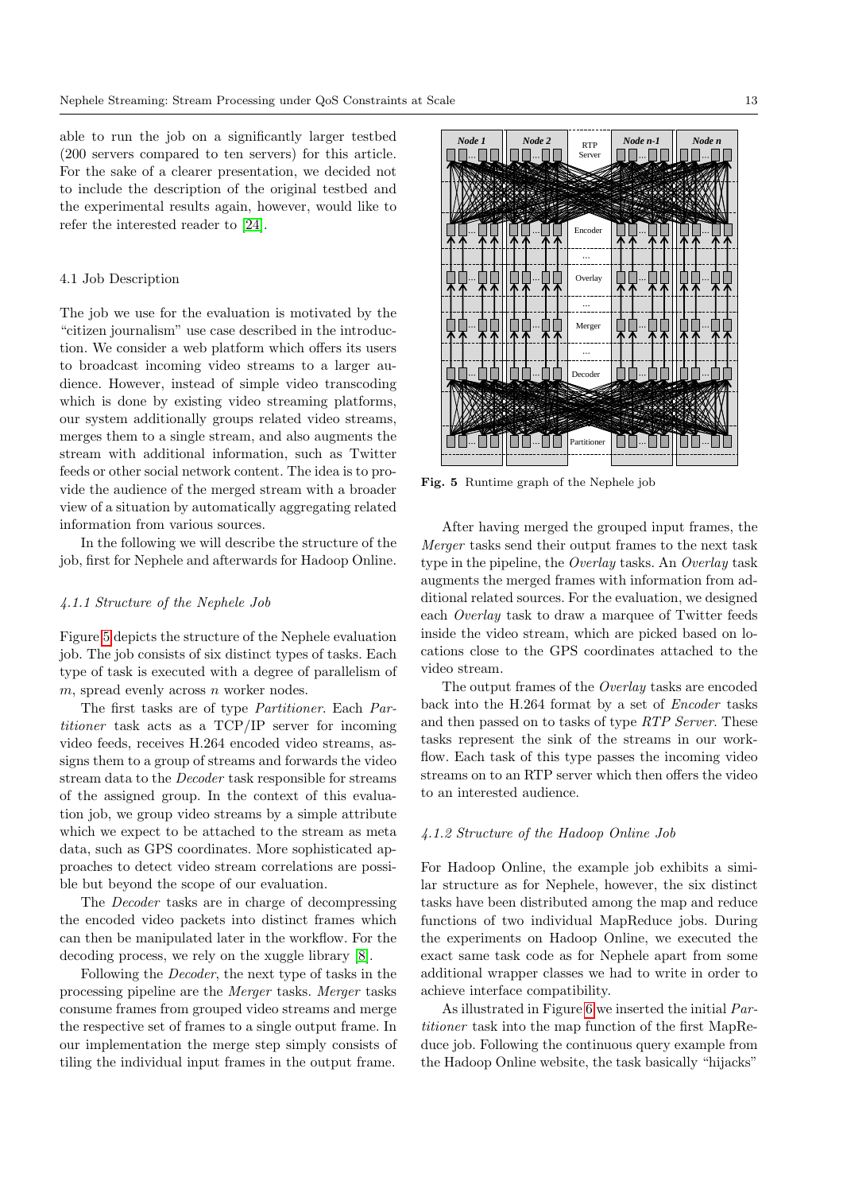able to run the job on a significantly larger testbed (200 servers compared to ten servers) for this article. For the sake of a clearer presentation, we decided not to include the description of the original testbed and the experimental results again, however, would like to refer the interested reader to [24].

### 4.1 Job Description

The job we use for the evaluation is motivated by the "citizen journalism" use case described in the introduction. We consider a web platform which offers its users to broadcast incoming video streams to a larger audience. However, instead of simple video transcoding which is done by existing video streaming platforms, our system additionally groups related video streams, merges them to a single stream, and also augments the stream with additional information, such as Twitter feeds or other social network content. The idea is to provide the audience of the merged stream with a broader view of a situation by automatically aggregating related information from various sources.

In the following we will describe the structure of the job, first for Nephele and afterwards for Hadoop Online.

#### *4.1.1 Structure of the Nephele Job*

Figure 5 depicts the structure of the Nephele evaluation job. The job consists of six distinct types of tasks. Each type of task is executed with a degree of parallelism of $m$, spread evenly across $n$ worker nodes.

The first tasks are of type *Partitioner*. Each *Partitioner* task acts as a TCP/IP server for incoming video feeds, receives H.264 encoded video streams, assigns them to a group of streams and forwards the video stream data to the *Decoder* task responsible for streams of the assigned group. In the context of this evaluation job, we group video streams by a simple attribute which we expect to be attached to the stream as meta data, such as GPS coordinates. More sophisticated approaches to detect video stream correlations are possible but beyond the scope of our evaluation.

The *Decoder* tasks are in charge of decompressing the encoded video packets into distinct frames which can then be manipulated later in the workflow. For the decoding process, we rely on the xuggle library [8].

Following the *Decoder*, the next type of tasks in the processing pipeline are the *Merger* tasks. *Merger* tasks consume frames from grouped video streams and merge the respective set of frames to a single output frame. In our implementation the merge step simply consists of tiling the individual input frames in the output frame.

Node 1
Node 2
RTP Server
Node n-1
Node n
Encoder
...
Overlay
...
Merger
...
Decoder
Partitioner

**Fig. 5** Runtime graph of the Nephele job

After having merged the grouped input frames, the *Merger* tasks send their output frames to the next task type in the pipeline, the *Overlay* tasks. An *Overlay* task augments the merged frames with information from additional related sources. For the evaluation, we designed each *Overlay* task to draw a marquee of Twitter feeds inside the video stream, which are picked based on locations close to the GPS coordinates attached to the video stream.

The output frames of the *Overlay* tasks are encoded back into the H.264 format by a set of *Encoder* tasks and then passed on to tasks of type *RTP Server*. These tasks represent the sink of the streams in our workflow. Each task of this type passes the incoming video streams on to an RTP server which then offers the video to an interested audience.

#### *4.1.2 Structure of the Hadoop Online Job*

For Hadoop Online, the example job exhibits a similar structure as for Nephele, however, the six distinct tasks have been distributed among the map and reduce functions of two individual MapReduce jobs. During the experiments on Hadoop Online, we executed the exact same task code as for Nephele apart from some additional wrapper classes we had to write in order to achieve interface compatibility.

As illustrated in Figure 6 we inserted the initial *Partitioner* task into the map function of the first MapReduce job. Following the continuous query example from the Hadoop Online website, the task basically "hijacks"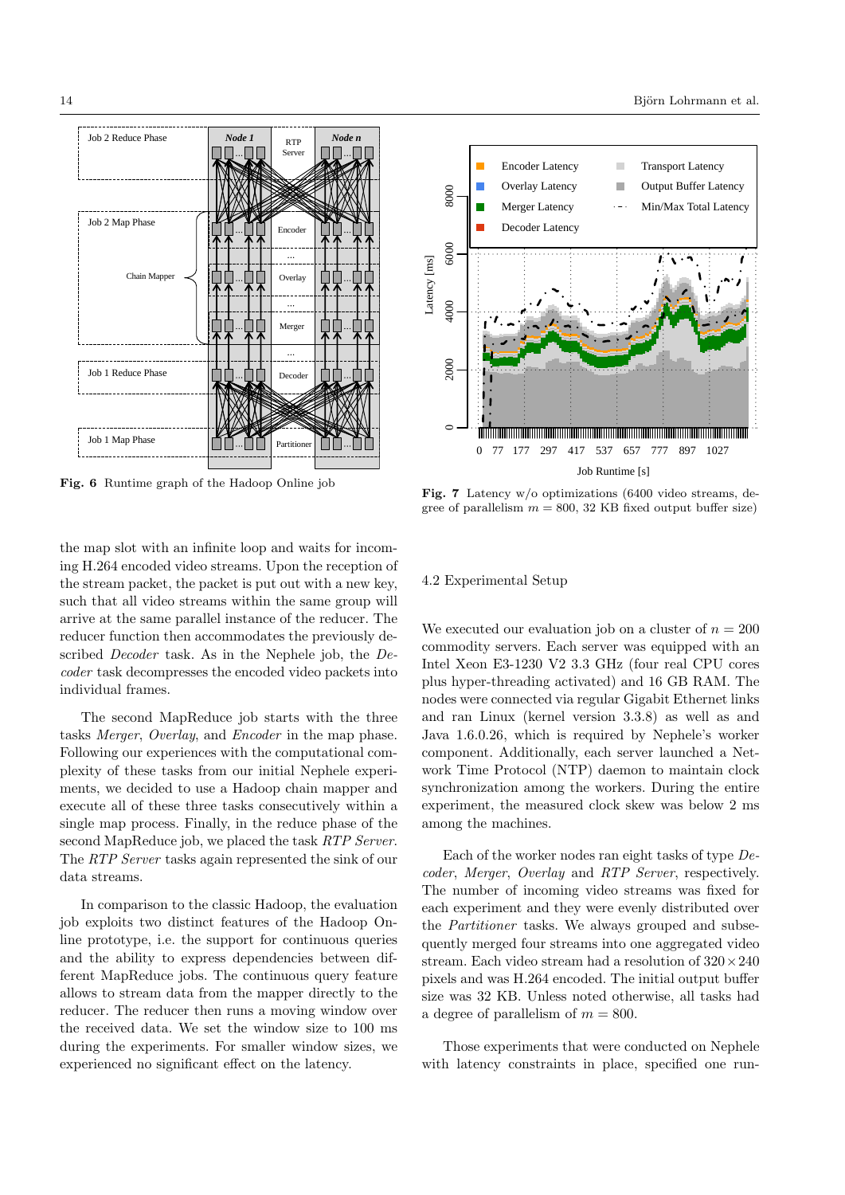Fig. 6 Runtime graph of the Hadoop Online job

Fig. 7 Latency w/o optimizations (6400 video streams, degree of parallelism $m = 800$, 32 KB fixed output buffer size)

the map slot with an infinite loop and waits for incoming H.264 encoded video streams. Upon the reception of the stream packet, the packet is put out with a new key, such that all video streams within the same group will arrive at the same parallel instance of the reducer. The reducer function then accommodates the previously described *Decoder* task. As in the Nephele job, the *Decoder* task decompresses the encoded video packets into individual frames.

The second MapReduce job starts with the three tasks *Merger*, *Overlay*, and *Encoder* in the map phase. Following our experiences with the computational complexity of these tasks from our initial Nephele experiments, we decided to use a Hadoop chain mapper and execute all of these tasks consecutively within a single map process. Finally, in the reduce phase of the second MapReduce job, we placed the task *RTP Server*. The *RTP Server* tasks again represented the sink of our data streams.

In comparison to the classic Hadoop, the evaluation job exploits two distinct features of the Hadoop Online prototype, i.e. the support for continuous queries and the ability to express dependencies between different MapReduce jobs. The continuous query feature allows to stream data from the mapper directly to the reducer. The reducer then runs a moving window over the received data. We set the window size to 100 ms during the experiments. For smaller window sizes, we experienced no significant effect on the latency.

### 4.2 Experimental Setup

We executed our evaluation job on a cluster of $n = 200$ commodity servers. Each server was equipped with an Intel Xeon E3-1230 V2 3.3 GHz (four real CPU cores plus hyper-threading activated) and 16 GB RAM. The nodes were connected via regular Gigabit Ethernet links and ran Linux (kernel version 3.3.8) as well as and Java 1.6.0.26, which is required by Nephele's worker component. Additionally, each server launched a Network Time Protocol (NTP) daemon to maintain clock synchronization among the workers. During the entire experiment, the measured clock skew was below 2 ms among the machines.

Each of the worker nodes ran eight tasks of type *Decoder*, *Merger*, *Overlay* and *RTP Server*, respectively. The number of incoming video streams was fixed for each experiment and they were evenly distributed over the *Partitioner* tasks. We always grouped and subsequently merged four streams into one aggregated video stream. Each video stream had a resolution of $320 \times 240$ pixels and was H.264 encoded. The initial output buffer size was 32 KB. Unless noted otherwise, all tasks had a degree of parallelism of $m = 800$.

Those experiments that were conducted on Nephele with latency constraints in place, specified one run-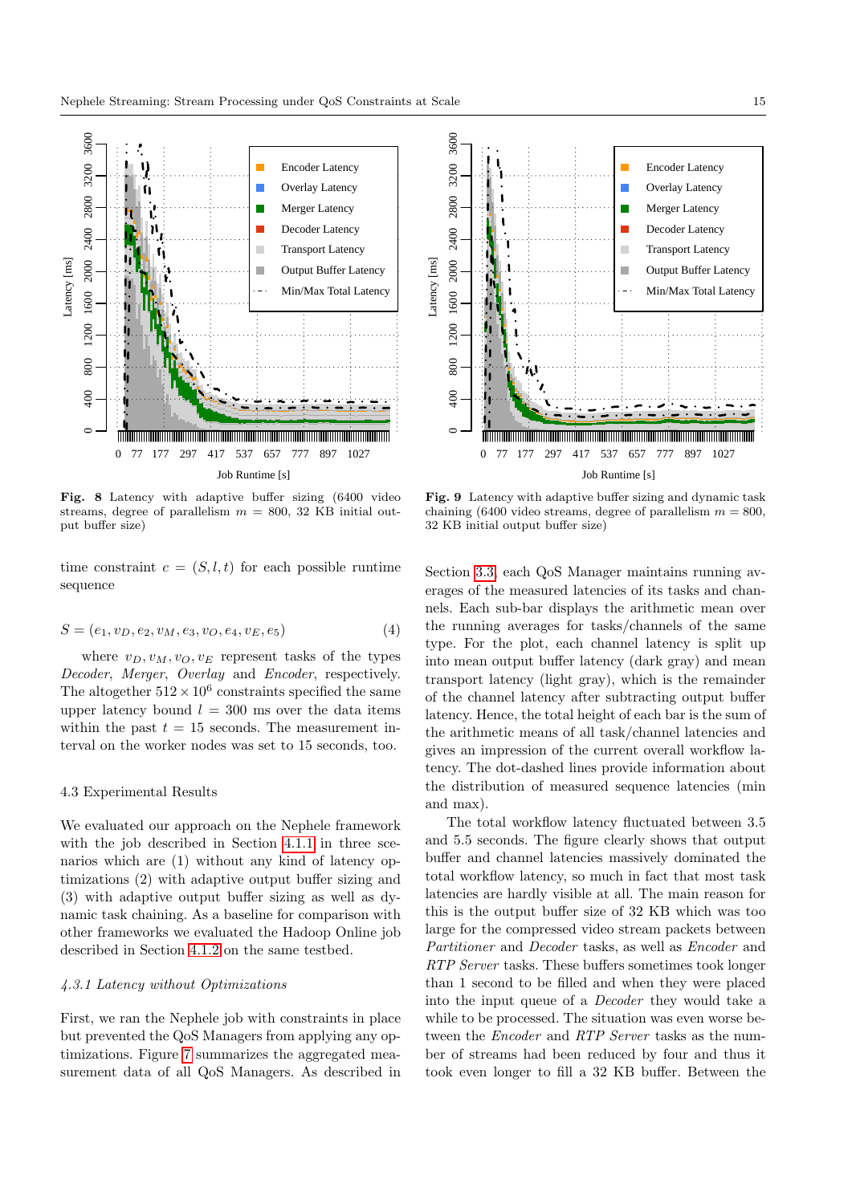Fig. 8 Latency with adaptive buffer sizing (6400 video streams, degree of parallelism $m = 800$, 32 KB initial output buffer size)

Fig. 9 Latency with adaptive buffer sizing and dynamic task chaining (6400 video streams, degree of parallelism $m = 800$, 32 KB initial output buffer size)

time constraint $c = (S, l, t)$ for each possible runtime sequence

$$S = (e_1, v_D, e_2, v_M, e_3, v_O, e_4, v_E, e_5) \quad (4)$$

where $v_D, v_M, v_O, v_E$ represent tasks of the types *Decoder*, *Merger*, *Overlay* and *Encoder*, respectively. The altogether $512 \times 10^6$ constraints specified the same upper latency bound $l = 300$ ms over the data items within the past $t = 15$ seconds. The measurement interval on the worker nodes was set to 15 seconds, too.

### 4.3 Experimental Results

We evaluated our approach on the Nephele framework with the job described in Section 4.1.1 in three scenarios which are (1) without any kind of latency optimizations (2) with adaptive output buffer sizing and (3) with adaptive output buffer sizing as well as dynamic task chaining. As a baseline for comparison with other frameworks we evaluated the Hadoop Online job described in Section 4.1.2 on the same testbed.

#### *4.3.1 Latency without Optimizations*

First, we ran the Nephele job with constraints in place but prevented the QoS Managers from applying any optimizations. Figure 7 summarizes the aggregated measurement data of all QoS Managers. As described in Section 3.3, each QoS Manager maintains running averages of the measured latencies of its tasks and channels. Each sub-bar displays the arithmetic mean over the running averages for tasks/channels of the same type. For the plot, each channel latency is split up into mean output buffer latency (dark gray) and mean transport latency (light gray), which is the remainder of the channel latency after subtracting output buffer latency. Hence, the total height of each bar is the sum of the arithmetic means of all task/channel latencies and gives an impression of the current overall workflow latency. The dot-dashed lines provide information about the distribution of measured sequence latencies (min and max).

The total workflow latency fluctuated between 3.5 and 5.5 seconds. The figure clearly shows that output buffer and channel latencies massively dominated the total workflow latency, so much in fact that most task latencies are hardly visible at all. The main reason for this is the output buffer size of 32 KB which was too large for the compressed video stream packets between *Partitioner* and *Decoder* tasks, as well as *Encoder* and *RTP Server* tasks. These buffers sometimes took longer than 1 second to be filled and when they were placed into the input queue of a *Decoder* they would take a while to be processed. The situation was even worse between the *Encoder* and *RTP Server* tasks as the number of streams had been reduced by four and thus it took even longer to fill a 32 KB buffer. Between the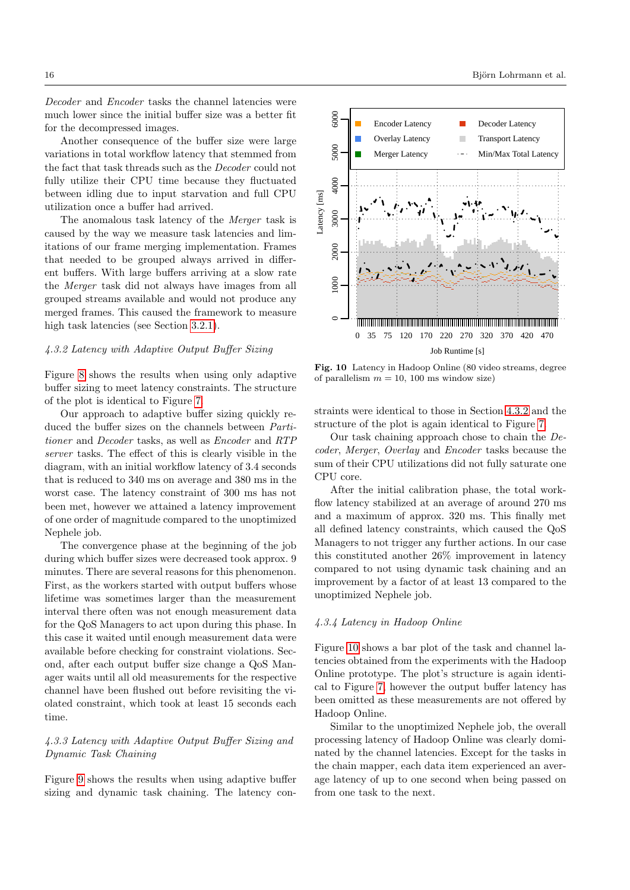*Decoder* and *Encoder* tasks the channel latencies were much lower since the initial buffer size was a better fit for the decompressed images.

Another consequence of the buffer size were large variations in total workflow latency that stemmed from the fact that task threads such as the *Decoder* could not fully utilize their CPU time because they fluctuated between idling due to input starvation and full CPU utilization once a buffer had arrived.

The anomalous task latency of the *Merger* task is caused by the way we measure task latencies and limitations of our frame merging implementation. Frames that needed to be grouped always arrived in different buffers. With large buffers arriving at a slow rate the *Merger* task did not always have images from all grouped streams available and would not produce any merged frames. This caused the framework to measure high task latencies (see Section 3.2.1).

#### 4.3.2 Latency with Adaptive Output Buffer Sizing

Figure 8 shows the results when using only adaptive buffer sizing to meet latency constraints. The structure of the plot is identical to Figure 7.

Our approach to adaptive buffer sizing quickly reduced the buffer sizes on the channels between *Partitioner* and *Decoder* tasks, as well as *Encoder* and *RTP server* tasks. The effect of this is clearly visible in the diagram, with an initial workflow latency of 3.4 seconds that is reduced to 340 ms on average and 380 ms in the worst case. The latency constraint of 300 ms has not been met, however we attained a latency improvement of one order of magnitude compared to the unoptimized Nephele job.

The convergence phase at the beginning of the job during which buffer sizes were decreased took approx. 9 minutes. There are several reasons for this phenomenon. First, as the workers started with output buffers whose lifetime was sometimes larger than the measurement interval there often was not enough measurement data for the QoS Managers to act upon during this phase. In this case it waited until enough measurement data were available before checking for constraint violations. Second, after each output buffer size change a QoS Manager waits until all old measurements for the respective channel have been flushed out before revisiting the violated constraint, which took at least 15 seconds each time.

#### 4.3.3 Latency with Adaptive Output Buffer Sizing and Dynamic Task Chaining

Figure 9 shows the results when using adaptive buffer sizing and dynamic task chaining. The latency constraints were identical to those in Section 4.3.2 and the structure of the plot is again identical to Figure 7.

Our task chaining approach chose to chain the *Decoder*, *Merger*, *Overlay* and *Encoder* tasks because the sum of their CPU utilizations did not fully saturate one CPU core.

After the initial calibration phase, the total workflow latency stabilized at an average of around 270 ms and a maximum of approx. 320 ms. This finally met all defined latency constraints, which caused the QoS Managers to not trigger any further actions. In our case this constituted another 26% improvement in latency compared to not using dynamic task chaining and an improvement by a factor of at least 13 compared to the unoptimized Nephele job.

**Fig. 10** Latency in Hadoop Online (80 video streams, degree of parallelism $m = 10$, 100 ms window size)

#### 4.3.4 Latency in Hadoop Online

Figure 10 shows a bar plot of the task and channel latencies obtained from the experiments with the Hadoop Online prototype. The plot's structure is again identical to Figure 7, however the output buffer latency has been omitted as these measurements are not offered by Hadoop Online.

Similar to the unoptimized Nephele job, the overall processing latency of Hadoop Online was clearly dominated by the channel latencies. Except for the tasks in the chain mapper, each data item experienced an average latency of up to one second when being passed on from one task to the next.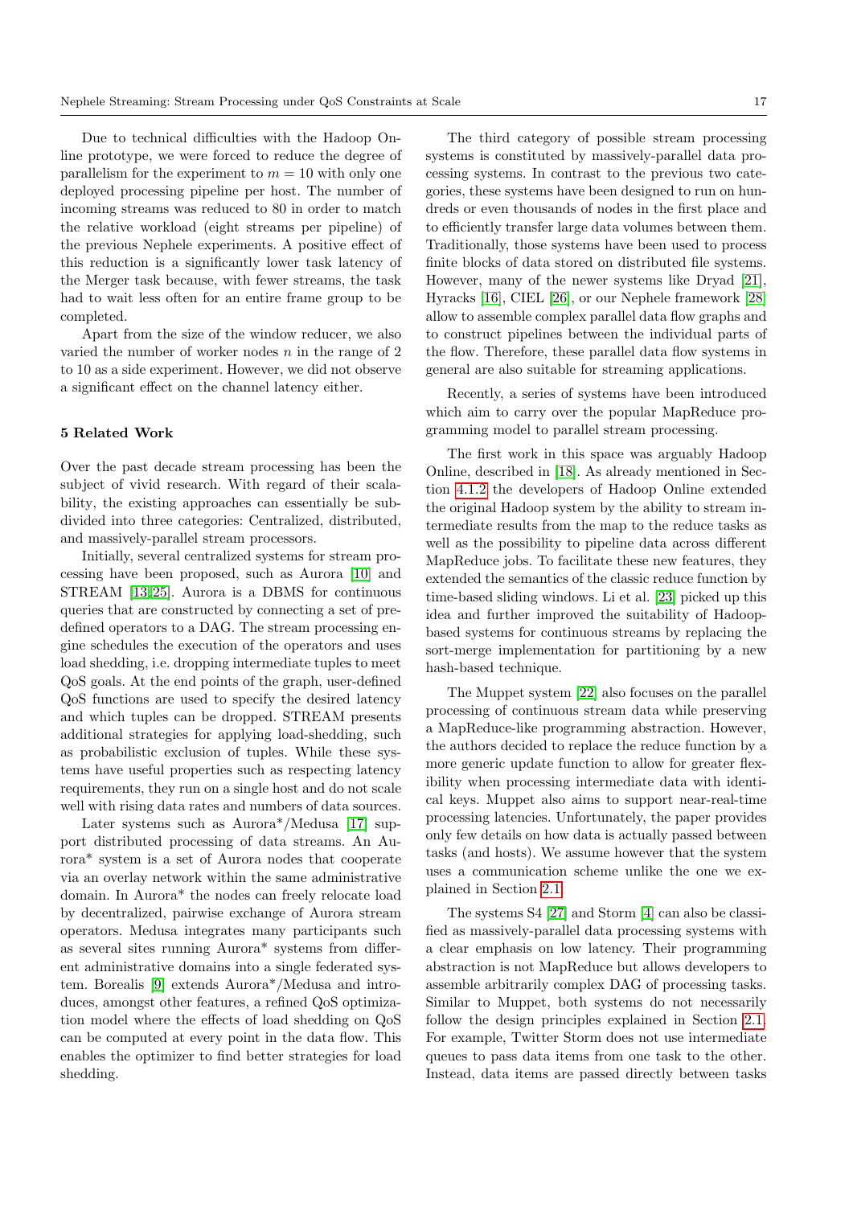Due to technical difficulties with the Hadoop Online prototype, we were forced to reduce the degree of parallelism for the experiment to $m = 10$ with only one deployed processing pipeline per host. The number of incoming streams was reduced to 80 in order to match the relative workload (eight streams per pipeline) of the previous Nephele experiments. A positive effect of this reduction is a significantly lower task latency of the Merger task because, with fewer streams, the task had to wait less often for an entire frame group to be completed.

Apart from the size of the window reducer, we also varied the number of worker nodes $n$ in the range of 2 to 10 as a side experiment. However, we did not observe a significant effect on the channel latency either.

## 5 Related Work

Over the past decade stream processing has been the subject of vivid research. With regard of their scalability, the existing approaches can essentially be subdivided into three categories: Centralized, distributed, and massively-parallel stream processors.

Initially, several centralized systems for stream processing have been proposed, such as Aurora [10] and STREAM [13,25]. Aurora is a DBMS for continuous queries that are constructed by connecting a set of predefined operators to a DAG. The stream processing engine schedules the execution of the operators and uses load shedding, i.e. dropping intermediate tuples to meet QoS goals. At the end points of the graph, user-defined QoS functions are used to specify the desired latency and which tuples can be dropped. STREAM presents additional strategies for applying load-shedding, such as probabilistic exclusion of tuples. While these systems have useful properties such as respecting latency requirements, they run on a single host and do not scale well with rising data rates and numbers of data sources.

Later systems such as Aurora*/Medusa [17] support distributed processing of data streams. An Aurora* system is a set of Aurora nodes that cooperate via an overlay network within the same administrative domain. In Aurora* the nodes can freely relocate load by decentralized, pairwise exchange of Aurora stream operators. Medusa integrates many participants such as several sites running Aurora* systems from different administrative domains into a single federated system. Borealis [9] extends Aurora*/Medusa and introduces, amongst other features, a refined QoS optimization model where the effects of load shedding on QoS can be computed at every point in the data flow. This enables the optimizer to find better strategies for load shedding.

The third category of possible stream processing systems is constituted by massively-parallel data processing systems. In contrast to the previous two categories, these systems have been designed to run on hundreds or even thousands of nodes in the first place and to efficiently transfer large data volumes between them. Traditionally, those systems have been used to process finite blocks of data stored on distributed file systems. However, many of the newer systems like Dryad [21], Hyracks [16], CIEL [26], or our Nephele framework [28] allow to assemble complex parallel data flow graphs and to construct pipelines between the individual parts of the flow. Therefore, these parallel data flow systems in general are also suitable for streaming applications.

Recently, a series of systems have been introduced which aim to carry over the popular MapReduce programming model to parallel stream processing.

The first work in this space was arguably Hadoop Online, described in [18]. As already mentioned in Section 4.1.2 the developers of Hadoop Online extended the original Hadoop system by the ability to stream intermediate results from the map to the reduce tasks as well as the possibility to pipeline data across different MapReduce jobs. To facilitate these new features, they extended the semantics of the classic reduce function by time-based sliding windows. Li et al. [23] picked up this idea and further improved the suitability of Hadoop-based systems for continuous streams by replacing the sort-merge implementation for partitioning by a new hash-based technique.

The Muppet system [22] also focuses on the parallel processing of continuous stream data while preserving a MapReduce-like programming abstraction. However, the authors decided to replace the reduce function by a more generic update function to allow for greater flexibility when processing intermediate data with identical keys. Muppet also aims to support near-real-time processing latencies. Unfortunately, the paper provides only few details on how data is actually passed between tasks (and hosts). We assume however that the system uses a communication scheme unlike the one we explained in Section 2.1.

The systems S4 [27] and Storm [4] can also be classified as massively-parallel data processing systems with a clear emphasis on low latency. Their programming abstraction is not MapReduce but allows developers to assemble arbitrarily complex DAG of processing tasks. Similar to Muppet, both systems do not necessarily follow the design principles explained in Section 2.1. For example, Twitter Storm does not use intermediate queues to pass data items from one task to the other. Instead, data items are passed directly between tasks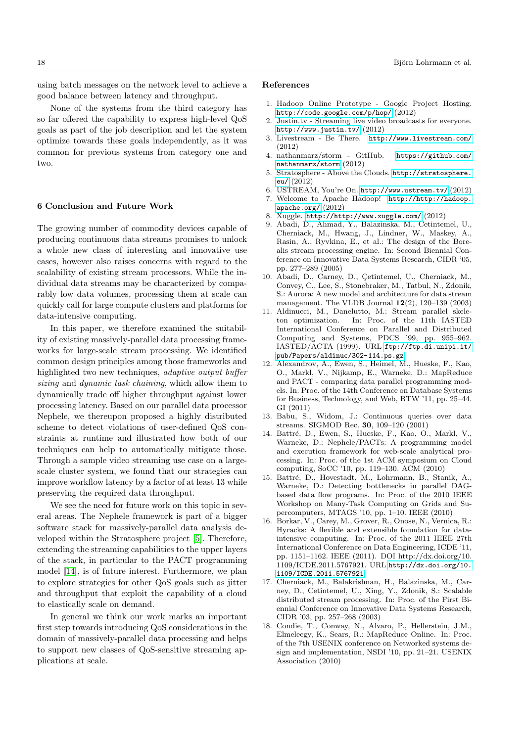using batch messages on the network level to achieve a good balance between latency and throughput.

None of the systems from the third category has so far offered the capability to express high-level QoS goals as part of the job description and let the system optimize towards these goals independently, as it was common for previous systems from category one and two.

## 6 Conclusion and Future Work

The growing number of commodity devices capable of producing continuous data streams promises to unlock a whole new class of interesting and innovative use cases, however also raises concerns with regard to the scalability of existing stream processors. While the individual data streams may be characterized by comparably low data volumes, processing them at scale can quickly call for large compute clusters and platforms for data-intensive computing.

In this paper, we therefore examined the suitability of existing massively-parallel data processing frameworks for large-scale stream processing. We identified common design principles among those frameworks and highlighted two new techniques, *adaptive output buffer sizing* and *dynamic task chaining*, which allow them to dynamically trade off higher throughput against lower processing latency. Based on our parallel data processor Nephele, we thereupon proposed a highly distributed scheme to detect violations of user-defined QoS constraints at runtime and illustrated how both of our techniques can help to automatically mitigate those. Through a sample video streaming use case on a large-scale cluster system, we found that our strategies can improve workflow latency by a factor of at least 13 while preserving the required data throughput.

We see the need for future work on this topic in several areas. The Nephele framework is part of a bigger software stack for massively-parallel data analysis developed within the Stratosphere project [5]. Therefore, extending the streaming capabilities to the upper layers of the stack, in particular to the PACT programming model [14], is of future interest. Furthermore, we plan to explore strategies for other QoS goals such as jitter and throughput that exploit the capability of a cloud to elastically scale on demand.

In general we think our work marks an important first step towards introducing QoS considerations in the domain of massively-parallel data processing and helps to support new classes of QoS-sensitive streaming applications at scale.

## References

1. Hadoop Online Prototype - Google Project Hosting. `http://code.google.com/p/hop/` (2012)
2. Justin.tv - Streaming live video broadcasts for everyone. `http://www.justin.tv/` (2012)
3. Livestream - Be There. `http://www.livestream.com/` (2012)
4. nathanmarz/storm - GitHub. `https://github.com/nathanmarz/storm` (2012)
5. Stratosphere - Above the Clouds. `http://stratosphere.eu/` (2012)
6. USTREAM, You're On. `http://www.ustream.tv/` (2012)
7. Welcome to Apache Hadoop! `http://http://hadoop.apache.org/` (2012)
8. Xuggle. `http://http://www.xuggle.com/` (2012)
9. Abadi, D., Ahmad, Y., Balazinska, M., Cetintemel, U., Cherniack, M., Hwang, J., Lindner, W., Maskey, A., Rasin, A., Ryvkina, E., et al.: The design of the Borealis stream processing engine. In: Second Biennial Conference on Innovative Data Systems Research, CIDR '05, pp. 277–289 (2005)
10. Abadi, D., Carney, D., Çetintemel, U., Cherniack, M., Convey, C., Lee, S., Stonebraker, M., Tatbul, N., Zdonik, S.: Aurora: A new model and architecture for data stream management. The VLDB Journal **12**(2), 120–139 (2003)
11. Aldinucci, M., Danelutto, M.: Stream parallel skeleton optimization. In: Proc. of the 11th IASTED International Conference on Parallel and Distributed Computing and Systems, PDCS '99, pp. 955–962. IASTED/ACTA (1999). URL `ftp://ftp.di.unipi.it/pub/Papers/aldinuc/302-114.ps.gz`
12. Alexandrov, A., Ewen, S., Heimel, M., Hueske, F., Kao, O., Markl, V., Nijkamp, E., Warneke, D.: MapReduce and PACT - comparing data parallel programming models. In: Proc. of the 14th Conference on Database Systems for Business, Technology, and Web, BTW '11, pp. 25–44. GI (2011)
13. Babu, S., Widom, J.: Continuous queries over data streams. SIGMOD Rec. **30**, 109–120 (2001)
14. Battré, D., Ewen, S., Hueske, F., Kao, O., Markl, V., Warneke, D.: Nephele/PACTs: A programming model and execution framework for web-scale analytical processing. In: Proc. of the 1st ACM symposium on Cloud computing, SoCC '10, pp. 119–130. ACM (2010)
15. Battré, D., Hovestadt, M., Lohrmann, B., Stanik, A., Warneke, D.: Detecting bottlenecks in parallel DAG-based data flow programs. In: Proc. of the 2010 IEEE Workshop on Many-Task Computing on Grids and Supercomputers, MTAGS '10, pp. 1–10. IEEE (2010)
16. Borkar, V., Carey, M., Grover, R., Onose, N., Vernica, R.: Hyracks: A flexible and extensible foundation for data-intensive computing. In: Proc. of the 2011 IEEE 27th International Conference on Data Engineering, ICDE '11, pp. 1151–1162. IEEE (2011). DOI http://dx.doi.org/10.1109/ICDE.2011.5767921. URL `http://dx.doi.org/10.1109/ICDE.2011.5767921`
17. Cherniack, M., Balakrishnan, H., Balazinska, M., Carney, D., Cetintemel, U., Xing, Y., Zdonik, S.: Scalable distributed stream processing. In: Proc. of the First Biennial Conference on Innovative Data Systems Research, CIDR '03, pp. 257–268 (2003)
18. Condie, T., Conway, N., Alvaro, P., Hellerstein, J.M., Elmeleegy, K., Sears, R.: MapReduce Online. In: Proc. of the 7th USENIX conference on Networked systems design and implementation, NSDI '10, pp. 21–21. USENIX Association (2010)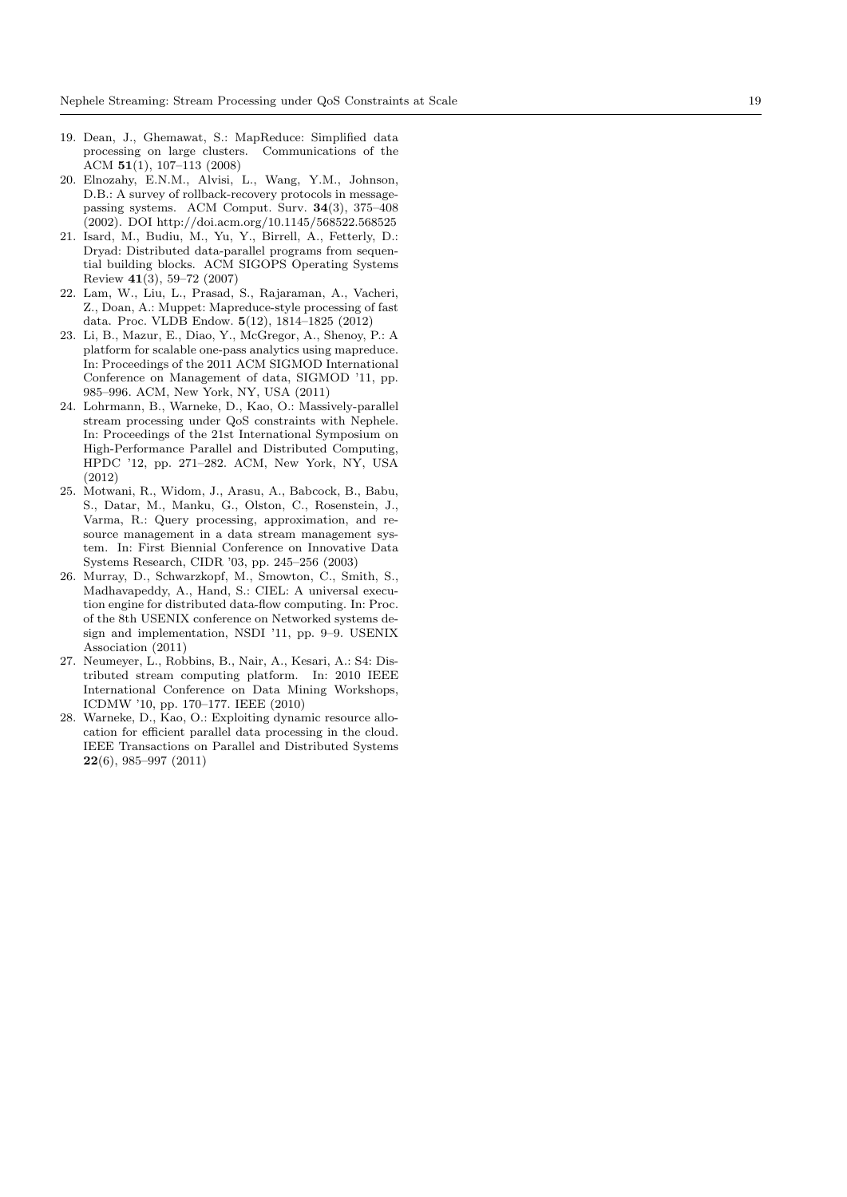19. Dean, J., Ghemawat, S.: MapReduce: Simplified data processing on large clusters. Communications of the ACM **51**(1), 107–113 (2008)
20. Elnozahy, E.N.M., Alvisi, L., Wang, Y.M., Johnson, D.B.: A survey of rollback-recovery protocols in message-passing systems. ACM Comput. Surv. **34**(3), 375–408 (2002). DOI http://doi.acm.org/10.1145/568522.568525
21. Isard, M., Budiu, M., Yu, Y., Birrell, A., Fetterly, D.: Dryad: Distributed data-parallel programs from sequential building blocks. ACM SIGOPS Operating Systems Review **41**(3), 59–72 (2007)
22. Lam, W., Liu, L., Prasad, S., Rajaraman, A., Vacheri, Z., Doan, A.: Muppet: Mapreduce-style processing of fast data. Proc. VLDB Endow. **5**(12), 1814–1825 (2012)
23. Li, B., Mazur, E., Diao, Y., McGregor, A., Shenoy, P.: A platform for scalable one-pass analytics using mapreduce. In: Proceedings of the 2011 ACM SIGMOD International Conference on Management of data, SIGMOD '11, pp. 985–996. ACM, New York, NY, USA (2011)
24. Lohrmann, B., Warneke, D., Kao, O.: Massively-parallel stream processing under QoS constraints with Nephele. In: Proceedings of the 21st International Symposium on High-Performance Parallel and Distributed Computing, HPDC '12, pp. 271–282. ACM, New York, NY, USA (2012)
25. Motwani, R., Widom, J., Arasu, A., Babcock, B., Babu, S., Datar, M., Manku, G., Olston, C., Rosenstein, J., Varma, R.: Query processing, approximation, and resource management in a data stream management system. In: First Biennial Conference on Innovative Data Systems Research, CIDR '03, pp. 245–256 (2003)
26. Murray, D., Schwarzkopf, M., Smowton, C., Smith, S., Madhavapeddy, A., Hand, S.: CIEL: A universal execution engine for distributed data-flow computing. In: Proc. of the 8th USENIX conference on Networked systems design and implementation, NSDI '11, pp. 9–9. USENIX Association (2011)
27. Neumeyer, L., Robbins, B., Nair, A., Kesari, A.: S4: Distributed stream computing platform. In: 2010 IEEE International Conference on Data Mining Workshops, ICDMW '10, pp. 170–177. IEEE (2010)
28. Warneke, D., Kao, O.: Exploiting dynamic resource allocation for efficient parallel data processing in the cloud. IEEE Transactions on Parallel and Distributed Systems **22**(6), 985–997 (2011)